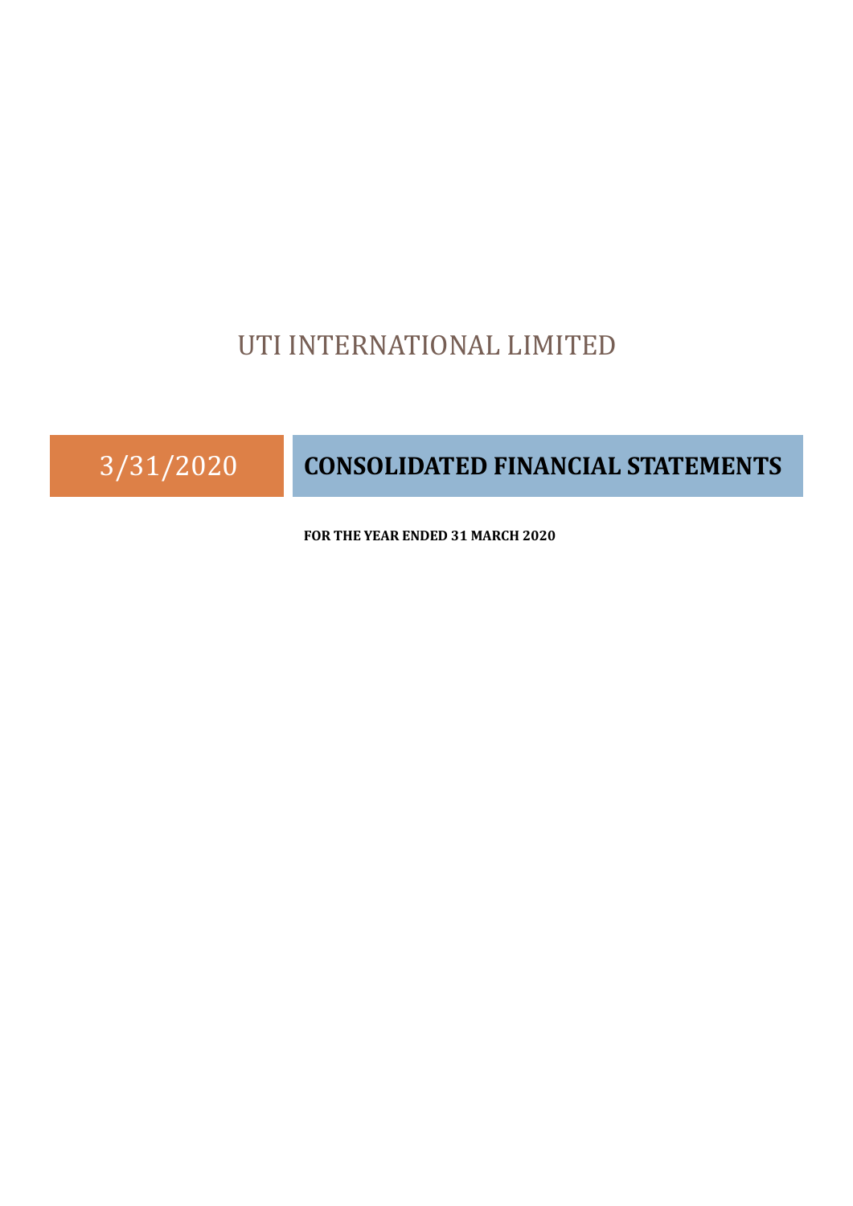# UTI INTERNATIONAL LIMITED

3/31/2020

## CONSOLIDATED FINANCIAL STATEMENTS

**FOR THE YEAR ENDED 31 MARCH 2020**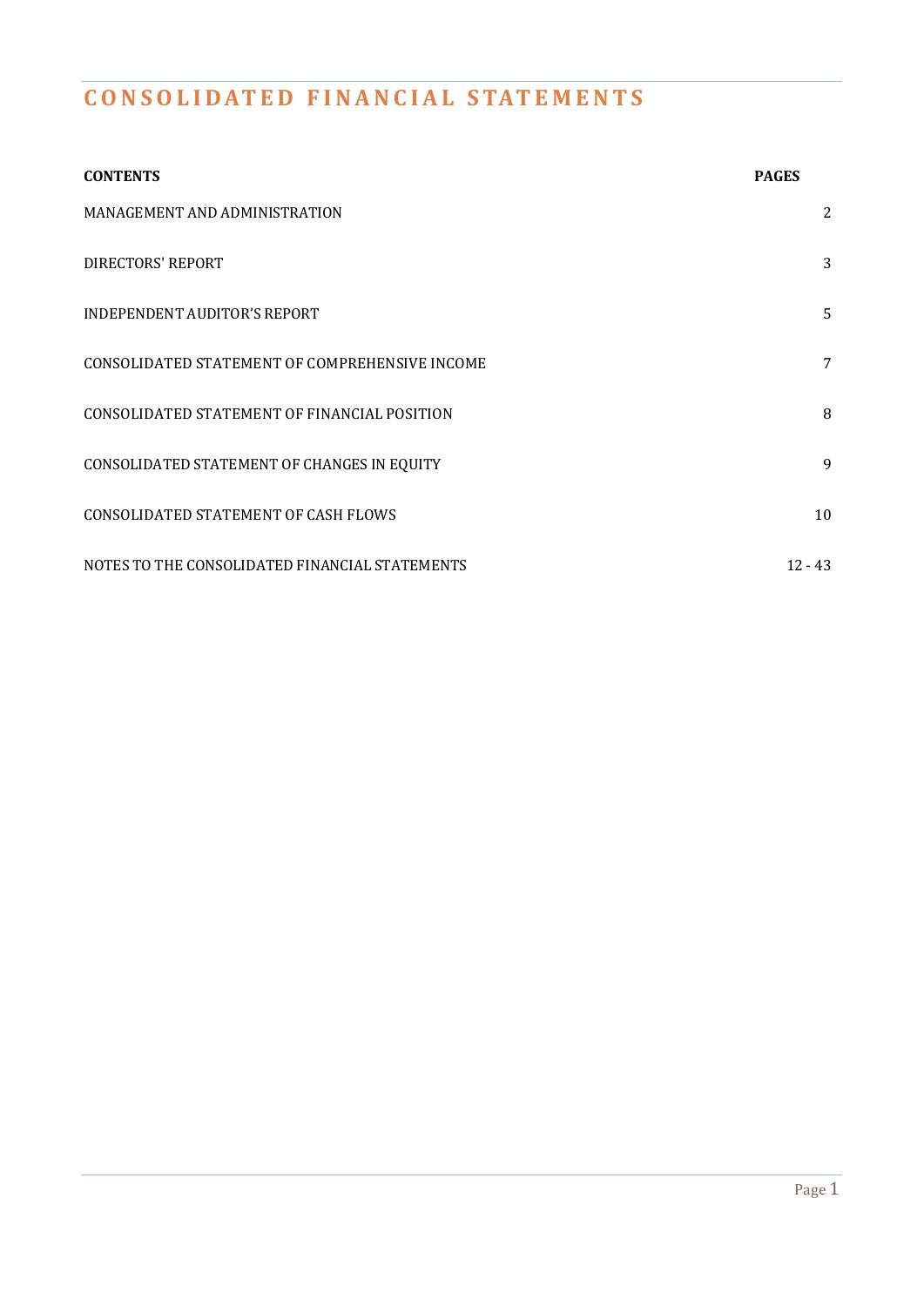# CONSOLIDATED FINANCIAL STATEMENTS

| CONTENTS | PAGES |
|---|---|
| MANAGEMENT AND ADMINISTRATION | 2 |
| DIRECTORS' REPORT | 3 |
| INDEPENDENT AUDITOR’S REPORT | 5 |
| CONSOLIDATED STATEMENT OF COMPREHENSIVE INCOME | 7 |
| CONSOLIDATED STATEMENT OF FINANCIAL POSITION | 8 |
| CONSOLIDATED STATEMENT OF CHANGES IN EQUITY | 9 |
| CONSOLIDATED STATEMENT OF CASH FLOWS | 10 |
| NOTES TO THE CONSOLIDATED FINANCIAL STATEMENTS | 12 - 43 |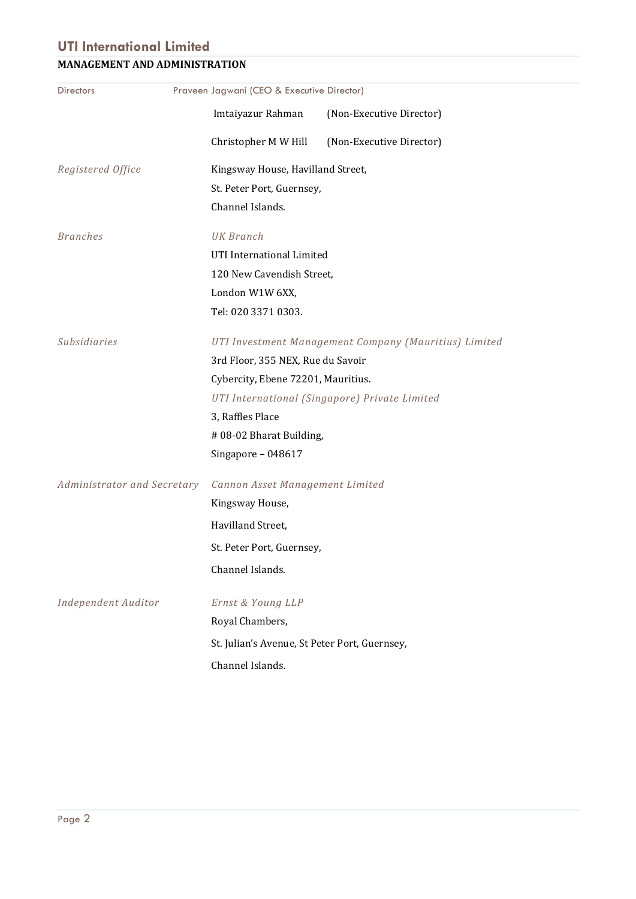## MANAGEMENT AND ADMINISTRATION

| | |
|---|---|
| Directors | Praveen Jagwani (CEO & Executive Director) |
| | Imtaiyazur Rahman (Non-Executive Director) |
| | Christopher M W Hill (Non-Executive Director) |
| *Registered Office* | Kingsway House, Havilland Street,<br>St. Peter Port, Guernsey,<br>Channel Islands. |
| *Branches* | *UK Branch*<br>UTI International Limited<br>120 New Cavendish Street,<br>London W1W 6XX,<br>Tel: 020 3371 0303. |
| *Subsidiaries* | *UTI Investment Management Company (Mauritius) Limited*<br>3rd Floor, 355 NEX, Rue du Savoir<br>Cybercity, Ebene 72201, Mauritius.<br>*UTI International (Singapore) Private Limited*<br>3, Raffles Place<br># 08-02 Bharat Building,<br>Singapore – 048617 |
| *Administrator and Secretary* | *Cannon Asset Management Limited*<br>Kingsway House,<br>Havilland Street,<br>St. Peter Port, Guernsey,<br>Channel Islands. |
| *Independent Auditor* | *Ernst & Young LLP*<br>Royal Chambers,<br>St. Julian's Avenue, St Peter Port, Guernsey,<br>Channel Islands. |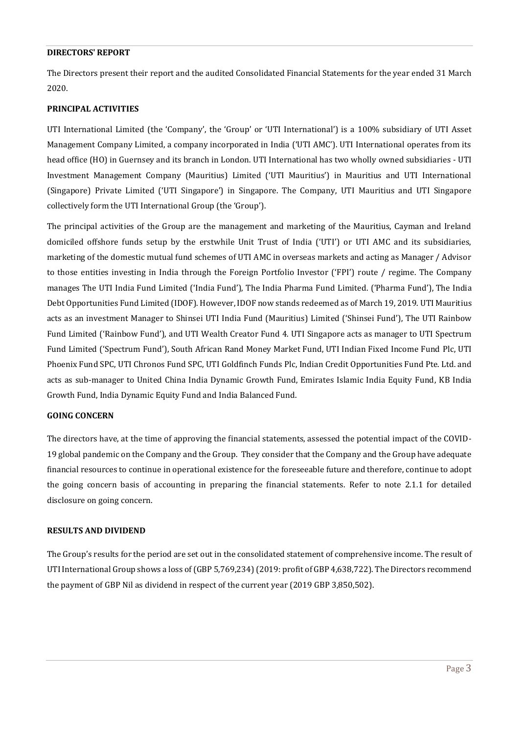## DIRECTORS' REPORT

The Directors present their report and the audited Consolidated Financial Statements for the year ended 31 March 2020.

### PRINCIPAL ACTIVITIES

UTI International Limited (the 'Company', the 'Group' or 'UTI International') is a 100% subsidiary of UTI Asset Management Company Limited, a company incorporated in India ('UTI AMC'). UTI International operates from its head office (HO) in Guernsey and its branch in London. UTI International has two wholly owned subsidiaries - UTI Investment Management Company (Mauritius) Limited ('UTI Mauritius') in Mauritius and UTI International (Singapore) Private Limited ('UTI Singapore') in Singapore. The Company, UTI Mauritius and UTI Singapore collectively form the UTI International Group (the 'Group').

The principal activities of the Group are the management and marketing of the Mauritius, Cayman and Ireland domiciled offshore funds setup by the erstwhile Unit Trust of India ('UTI') or UTI AMC and its subsidiaries, marketing of the domestic mutual fund schemes of UTI AMC in overseas markets and acting as Manager / Advisor to those entities investing in India through the Foreign Portfolio Investor ('FPI') route / regime. The Company manages The UTI India Fund Limited ('India Fund'), The India Pharma Fund Limited. ('Pharma Fund'), The India Debt Opportunities Fund Limited (IDOF). However, IDOF now stands redeemed as of March 19, 2019. UTI Mauritius acts as an investment Manager to Shinsei UTI India Fund (Mauritius) Limited ('Shinsei Fund'), The UTI Rainbow Fund Limited ('Rainbow Fund'), and UTI Wealth Creator Fund 4. UTI Singapore acts as manager to UTI Spectrum Fund Limited ('Spectrum Fund'), South African Rand Money Market Fund, UTI Indian Fixed Income Fund Plc, UTI Phoenix Fund SPC, UTI Chronos Fund SPC, UTI Goldfinch Funds Plc, Indian Credit Opportunities Fund Pte. Ltd. and acts as sub-manager to United China India Dynamic Growth Fund, Emirates Islamic India Equity Fund, KB India Growth Fund, India Dynamic Equity Fund and India Balanced Fund.

### GOING CONCERN

The directors have, at the time of approving the financial statements, assessed the potential impact of the COVID-19 global pandemic on the Company and the Group. They consider that the Company and the Group have adequate financial resources to continue in operational existence for the foreseeable future and therefore, continue to adopt the going concern basis of accounting in preparing the financial statements. Refer to note 2.1.1 for detailed disclosure on going concern.

### RESULTS AND DIVIDEND

The Group's results for the period are set out in the consolidated statement of comprehensive income. The result of UTI International Group shows a loss of (GBP 5,769,234) (2019: profit of GBP 4,638,722). The Directors recommend the payment of GBP Nil as dividend in respect of the current year (2019 GBP 3,850,502).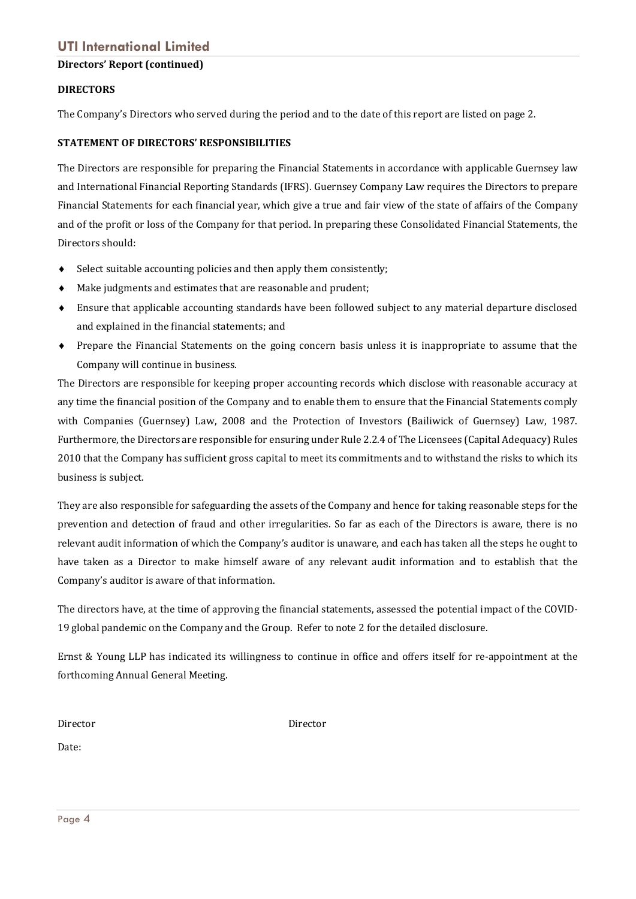**Directors' Report (continued)**

**DIRECTORS**

The Company's Directors who served during the period and to the date of this report are listed on page 2.

**STATEMENT OF DIRECTORS' RESPONSIBILITIES**

The Directors are responsible for preparing the Financial Statements in accordance with applicable Guernsey law and International Financial Reporting Standards (IFRS). Guernsey Company Law requires the Directors to prepare Financial Statements for each financial year, which give a true and fair view of the state of affairs of the Company and of the profit or loss of the Company for that period. In preparing these Consolidated Financial Statements, the Directors should:

- Select suitable accounting policies and then apply them consistently;
- Make judgments and estimates that are reasonable and prudent;
- Ensure that applicable accounting standards have been followed subject to any material departure disclosed and explained in the financial statements; and
- Prepare the Financial Statements on the going concern basis unless it is inappropriate to assume that the Company will continue in business.

The Directors are responsible for keeping proper accounting records which disclose with reasonable accuracy at any time the financial position of the Company and to enable them to ensure that the Financial Statements comply with Companies (Guernsey) Law, 2008 and the Protection of Investors (Bailiwick of Guernsey) Law, 1987. Furthermore, the Directors are responsible for ensuring under Rule 2.2.4 of The Licensees (Capital Adequacy) Rules 2010 that the Company has sufficient gross capital to meet its commitments and to withstand the risks to which its business is subject.

They are also responsible for safeguarding the assets of the Company and hence for taking reasonable steps for the prevention and detection of fraud and other irregularities. So far as each of the Directors is aware, there is no relevant audit information of which the Company's auditor is unaware, and each has taken all the steps he ought to have taken as a Director to make himself aware of any relevant audit information and to establish that the Company's auditor is aware of that information.

The directors have, at the time of approving the financial statements, assessed the potential impact of the COVID-19 global pandemic on the Company and the Group. Refer to note 2 for the detailed disclosure.

Ernst & Young LLP has indicated its willingness to continue in office and offers itself for re-appointment at the forthcoming Annual General Meeting.

Director Director

Date: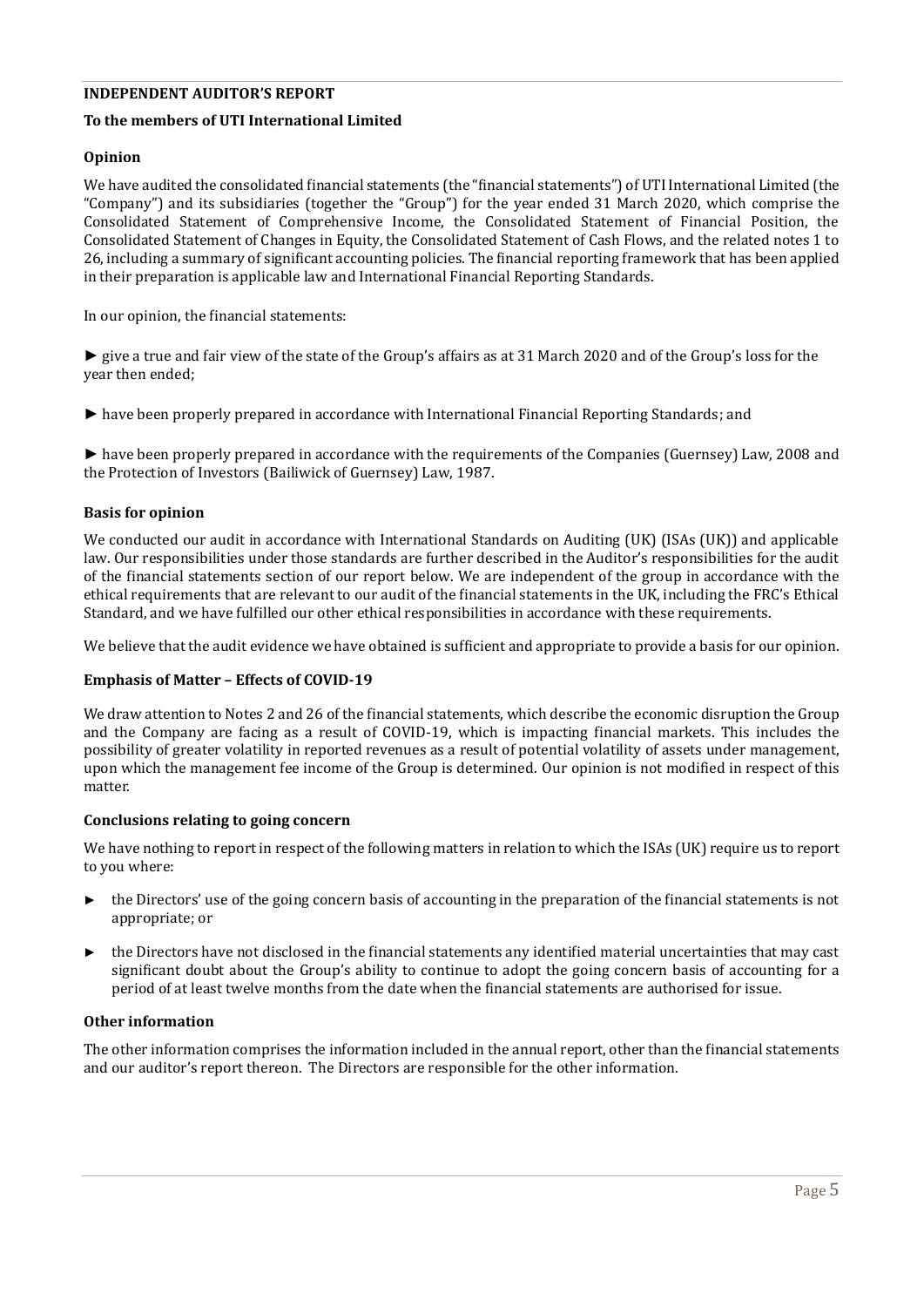## INDEPENDENT AUDITOR'S REPORT

### To the members of UTI International Limited

### Opinion

We have audited the consolidated financial statements (the "financial statements") of UTI International Limited (the "Company") and its subsidiaries (together the "Group") for the year ended 31 March 2020, which comprise the Consolidated Statement of Comprehensive Income, the Consolidated Statement of Financial Position, the Consolidated Statement of Changes in Equity, the Consolidated Statement of Cash Flows, and the related notes 1 to 26, including a summary of significant accounting policies. The financial reporting framework that has been applied in their preparation is applicable law and International Financial Reporting Standards.

In our opinion, the financial statements:

► give a true and fair view of the state of the Group's affairs as at 31 March 2020 and of the Group's loss for the year then ended;

► have been properly prepared in accordance with International Financial Reporting Standards; and

► have been properly prepared in accordance with the requirements of the Companies (Guernsey) Law, 2008 and the Protection of Investors (Bailiwick of Guernsey) Law, 1987.

### Basis for opinion

We conducted our audit in accordance with International Standards on Auditing (UK) (ISAs (UK)) and applicable law. Our responsibilities under those standards are further described in the Auditor's responsibilities for the audit of the financial statements section of our report below. We are independent of the group in accordance with the ethical requirements that are relevant to our audit of the financial statements in the UK, including the FRC's Ethical Standard, and we have fulfilled our other ethical responsibilities in accordance with these requirements.

We believe that the audit evidence we have obtained is sufficient and appropriate to provide a basis for our opinion.

### Emphasis of Matter – Effects of COVID-19

We draw attention to Notes 2 and 26 of the financial statements, which describe the economic disruption the Group and the Company are facing as a result of COVID-19, which is impacting financial markets. This includes the possibility of greater volatility in reported revenues as a result of potential volatility of assets under management, upon which the management fee income of the Group is determined. Our opinion is not modified in respect of this matter.

### Conclusions relating to going concern

We have nothing to report in respect of the following matters in relation to which the ISAs (UK) require us to report to you where:

► the Directors' use of the going concern basis of accounting in the preparation of the financial statements is not appropriate; or

► the Directors have not disclosed in the financial statements any identified material uncertainties that may cast significant doubt about the Group's ability to continue to adopt the going concern basis of accounting for a period of at least twelve months from the date when the financial statements are authorised for issue.

### Other information

The other information comprises the information included in the annual report, other than the financial statements and our auditor's report thereon. The Directors are responsible for the other information.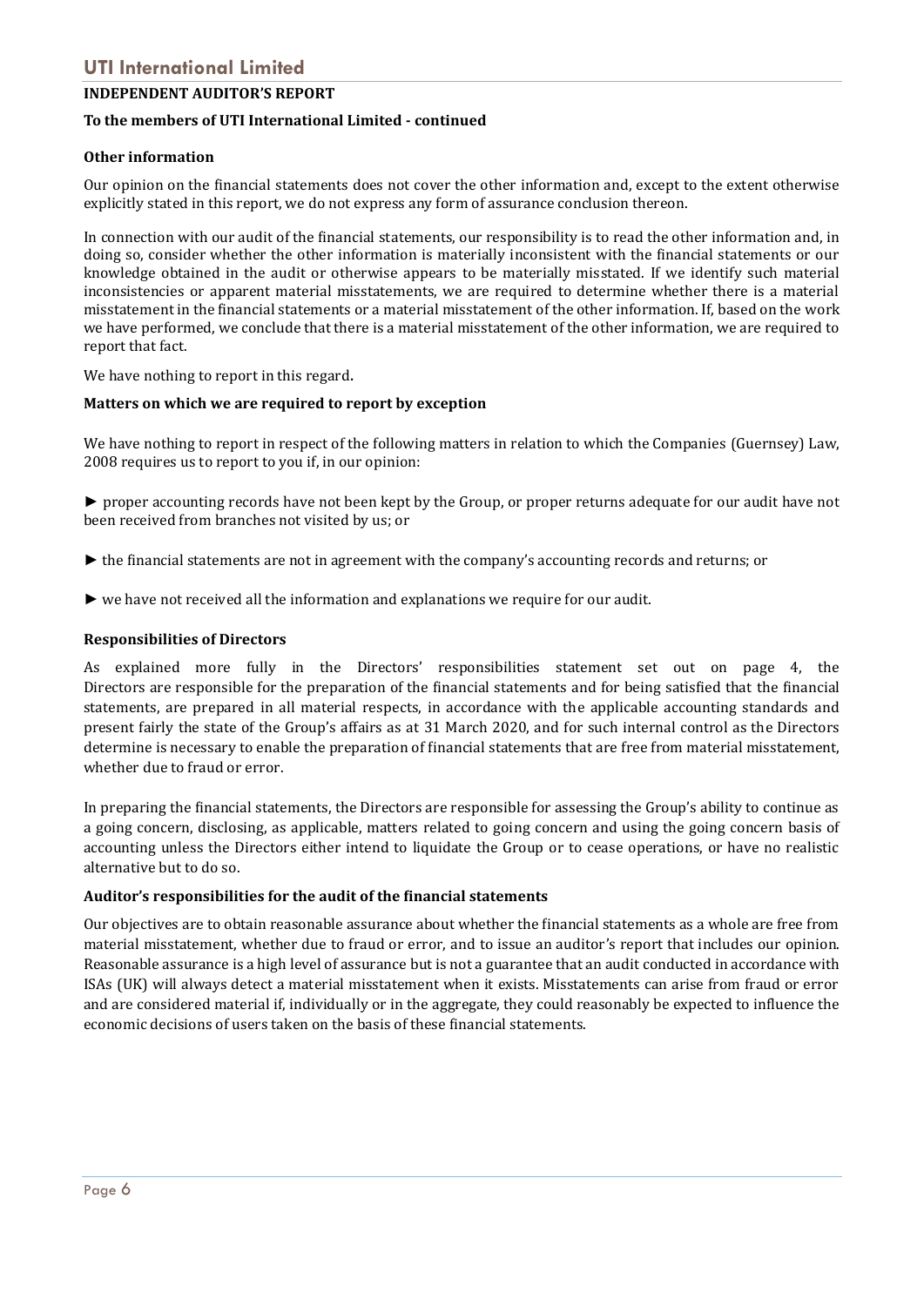**INDEPENDENT AUDITOR'S REPORT**

**To the members of UTI International Limited - continued**

**Other information**

Our opinion on the financial statements does not cover the other information and, except to the extent otherwise explicitly stated in this report, we do not express any form of assurance conclusion thereon.

In connection with our audit of the financial statements, our responsibility is to read the other information and, in doing so, consider whether the other information is materially inconsistent with the financial statements or our knowledge obtained in the audit or otherwise appears to be materially misstated. If we identify such material inconsistencies or apparent material misstatements, we are required to determine whether there is a material misstatement in the financial statements or a material misstatement of the other information. If, based on the work we have performed, we conclude that there is a material misstatement of the other information, we are required to report that fact.

We have nothing to report in this regard.

**Matters on which we are required to report by exception**

We have nothing to report in respect of the following matters in relation to which the Companies (Guernsey) Law, 2008 requires us to report to you if, in our opinion:

► proper accounting records have not been kept by the Group, or proper returns adequate for our audit have not been received from branches not visited by us; or

► the financial statements are not in agreement with the company's accounting records and returns; or

► we have not received all the information and explanations we require for our audit.

**Responsibilities of Directors**

As explained more fully in the Directors' responsibilities statement set out on page 4, the Directors are responsible for the preparation of the financial statements and for being satisfied that the financial statements, are prepared in all material respects, in accordance with the applicable accounting standards and present fairly the state of the Group's affairs as at 31 March 2020, and for such internal control as the Directors determine is necessary to enable the preparation of financial statements that are free from material misstatement, whether due to fraud or error.

In preparing the financial statements, the Directors are responsible for assessing the Group's ability to continue as a going concern, disclosing, as applicable, matters related to going concern and using the going concern basis of accounting unless the Directors either intend to liquidate the Group or to cease operations, or have no realistic alternative but to do so.

**Auditor's responsibilities for the audit of the financial statements**

Our objectives are to obtain reasonable assurance about whether the financial statements as a whole are free from material misstatement, whether due to fraud or error, and to issue an auditor's report that includes our opinion. Reasonable assurance is a high level of assurance but is not a guarantee that an audit conducted in accordance with ISAs (UK) will always detect a material misstatement when it exists. Misstatements can arise from fraud or error and are considered material if, individually or in the aggregate, they could reasonably be expected to influence the economic decisions of users taken on the basis of these financial statements.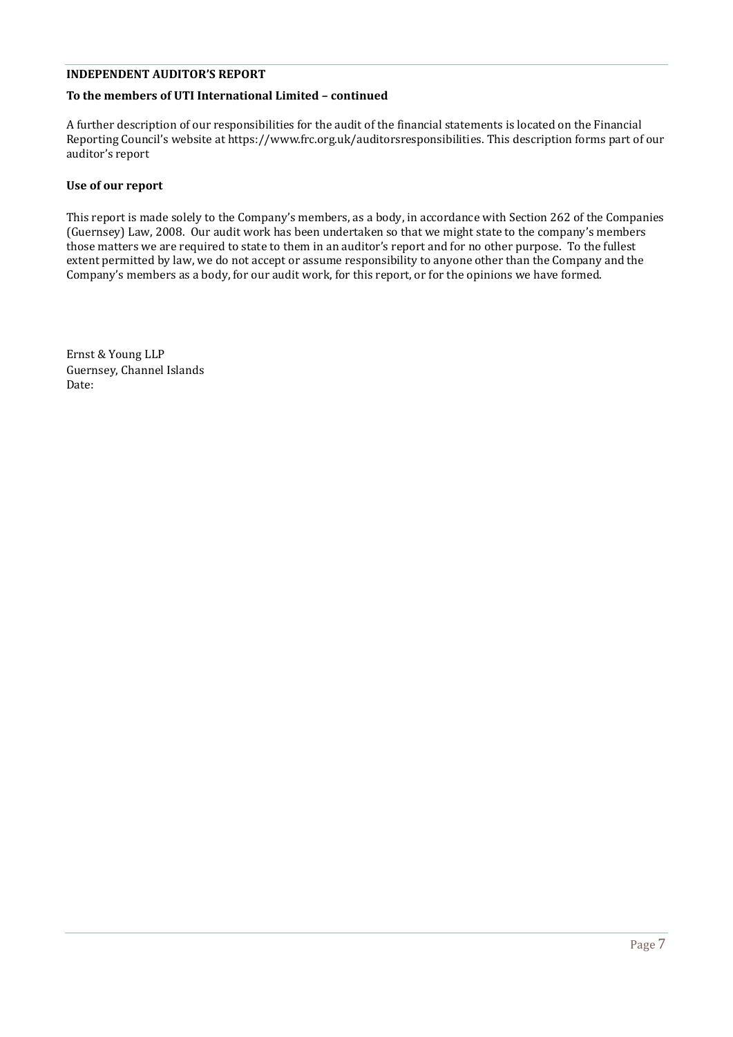**INDEPENDENT AUDITOR'S REPORT**

**To the members of UTI International Limited – continued**

A further description of our responsibilities for the audit of the financial statements is located on the Financial Reporting Council's website at https://www.frc.org.uk/auditorsresponsibilities. This description forms part of our auditor's report

**Use of our report**

This report is made solely to the Company's members, as a body, in accordance with Section 262 of the Companies (Guernsey) Law, 2008. Our audit work has been undertaken so that we might state to the company's members those matters we are required to state to them in an auditor's report and for no other purpose. To the fullest extent permitted by law, we do not accept or assume responsibility to anyone other than the Company and the Company's members as a body, for our audit work, for this report, or for the opinions we have formed.

Ernst & Young LLP
Guernsey, Channel Islands
Date: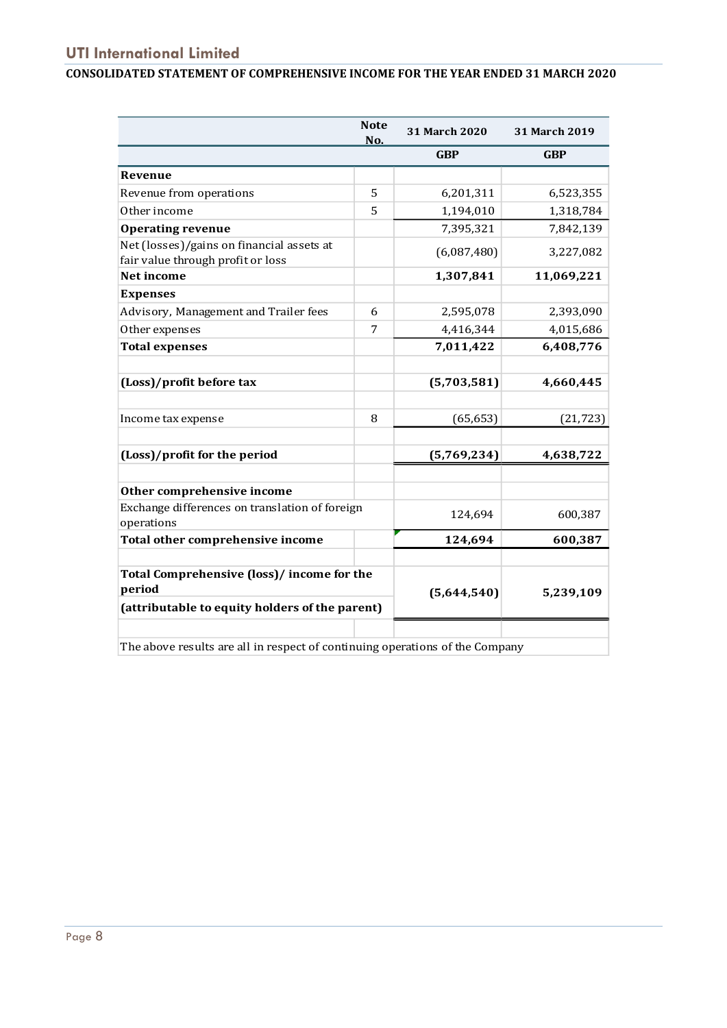## UTI International Limited

### CONSOLIDATED STATEMENT OF COMPREHENSIVE INCOME FOR THE YEAR ENDED 31 MARCH 2020

| | Note No. | 31 March 2020 | 31 March 2019 |
|---|---|---|---|
| | | **GBP** | **GBP** |
| **Revenue** | | | |
| Revenue from operations | 5 | 6,201,311 | 6,523,355 |
| Other income | 5 | 1,194,010 | 1,318,784 |
| **Operating revenue** | | 7,395,321 | 7,842,139 |
| Net (losses)/gains on financial assets at fair value through profit or loss | | (6,087,480) | 3,227,082 |
| **Net income** | | **1,307,841** | **11,069,221** |
| **Expenses** | | | |
| Advisory, Management and Trailer fees | 6 | 2,595,078 | 2,393,090 |
| Other expenses | 7 | 4,416,344 | 4,015,686 |
| **Total expenses** | | **7,011,422** | **6,408,776** |
| | | | |
| **(Loss)/profit before tax** | | **(5,703,581)** | **4,660,445** |
| | | | |
| Income tax expense | 8 | (65,653) | (21,723) |
| | | | |
| **(Loss)/profit for the period** | | **(5,769,234)** | **4,638,722** |
| | | | |
| **Other comprehensive income** | | | |
| Exchange differences on translation of foreign operations | | 124,694 | 600,387 |
| **Total other comprehensive income** | | **124,694** | **600,387** |
| | | | |
| **Total Comprehensive (loss)/ income for the period** **(attributable to equity holders of the parent)** | | **(5,644,540)** | **5,239,109** |
| | | | |

The above results are all in respect of continuing operations of the Company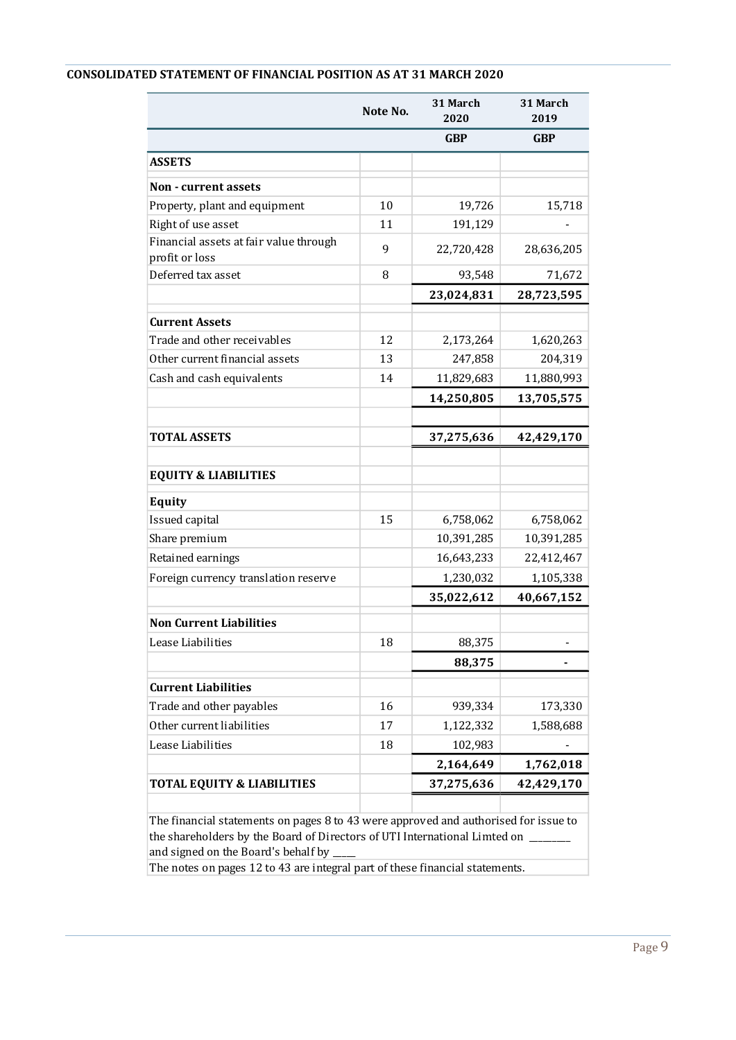## CONSOLIDATED STATEMENT OF FINANCIAL POSITION AS AT 31 MARCH 2020

| | Note No. | 31 March 2020 | 31 March 2019 |
|---|---|---|---|
| | | GBP | GBP |
| **ASSETS** | | | |
| **Non - current assets** | | | |
| Property, plant and equipment | 10 | 19,726 | 15,718 |
| Right of use asset | 11 | 191,129 | - |
| Financial assets at fair value through profit or loss | 9 | 22,720,428 | 28,636,205 |
| Deferred tax asset | 8 | 93,548 | 71,672 |
| | | **23,024,831** | **28,723,595** |
| **Current Assets** | | | |
| Trade and other receivables | 12 | 2,173,264 | 1,620,263 |
| Other current financial assets | 13 | 247,858 | 204,319 |
| Cash and cash equivalents | 14 | 11,829,683 | 11,880,993 |
| | | **14,250,805** | **13,705,575** |
| **TOTAL ASSETS** | | **37,275,636** | **42,429,170** |
| **EQUITY & LIABILITIES** | | | |
| **Equity** | | | |
| Issued capital | 15 | 6,758,062 | 6,758,062 |
| Share premium | | 10,391,285 | 10,391,285 |
| Retained earnings | | 16,643,233 | 22,412,467 |
| Foreign currency translation reserve | | 1,230,032 | 1,105,338 |
| | | **35,022,612** | **40,667,152** |
| **Non Current Liabilities** | | | |
| Lease Liabilities | 18 | 88,375 | - |
| | | **88,375** | **-** |
| **Current Liabilities** | | | |
| Trade and other payables | 16 | 939,334 | 173,330 |
| Other current liabilities | 17 | 1,122,332 | 1,588,688 |
| Lease Liabilities | 18 | 102,983 | - |
| | | **2,164,649** | **1,762,018** |
| **TOTAL EQUITY & LIABILITIES** | | **37,275,636** | **42,429,170** |

The financial statements on pages 8 to 43 were approved and authorised for issue to the shareholders by the Board of Directors of UTI International Limted on ________ and signed on the Board's behalf by ____

The notes on pages 12 to 43 are integral part of these financial statements.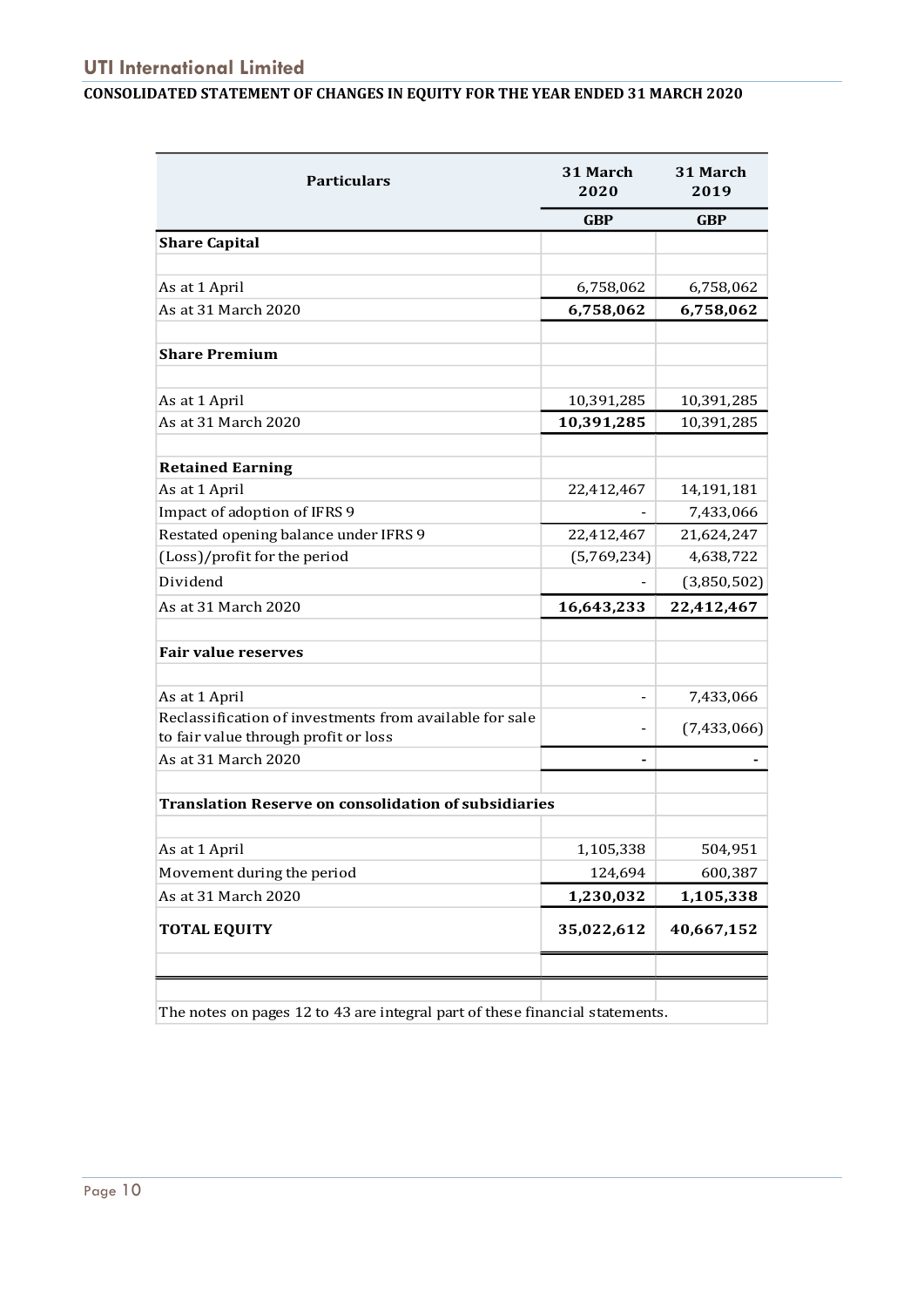# UTI International Limited

## CONSOLIDATED STATEMENT OF CHANGES IN EQUITY FOR THE YEAR ENDED 31 MARCH 2020

| Particulars | 31 March 2020 | 31 March 2019 |
|---|---|---|
| | **GBP** | **GBP** |
| **Share Capital** | | |
| | | |
| As at 1 April | 6,758,062 | 6,758,062 |
| As at 31 March 2020 | **6,758,062** | **6,758,062** |
| | | |
| **Share Premium** | | |
| | | |
| As at 1 April | 10,391,285 | 10,391,285 |
| As at 31 March 2020 | **10,391,285** | 10,391,285 |
| | | |
| **Retained Earning** | | |
| As at 1 April | 22,412,467 | 14,191,181 |
| Impact of adoption of IFRS 9 | - | 7,433,066 |
| Restated opening balance under IFRS 9 | 22,412,467 | 21,624,247 |
| (Loss)/profit for the period | (5,769,234) | 4,638,722 |
| Dividend | - | (3,850,502) |
| As at 31 March 2020 | **16,643,233** | **22,412,467** |
| | | |
| **Fair value reserves** | | |
| | | |
| As at 1 April | - | 7,433,066 |
| Reclassification of investments from available for sale to fair value through profit or loss | - | (7,433,066) |
| As at 31 March 2020 | **-** | **-** |
| | | |
| **Translation Reserve on consolidation of subsidiaries** | | |
| | | |
| As at 1 April | 1,105,338 | 504,951 |
| Movement during the period | 124,694 | 600,387 |
| As at 31 March 2020 | **1,230,032** | **1,105,338** |
| **TOTAL EQUITY** | **35,022,612** | **40,667,152** |

The notes on pages 12 to 43 are integral part of these financial statements.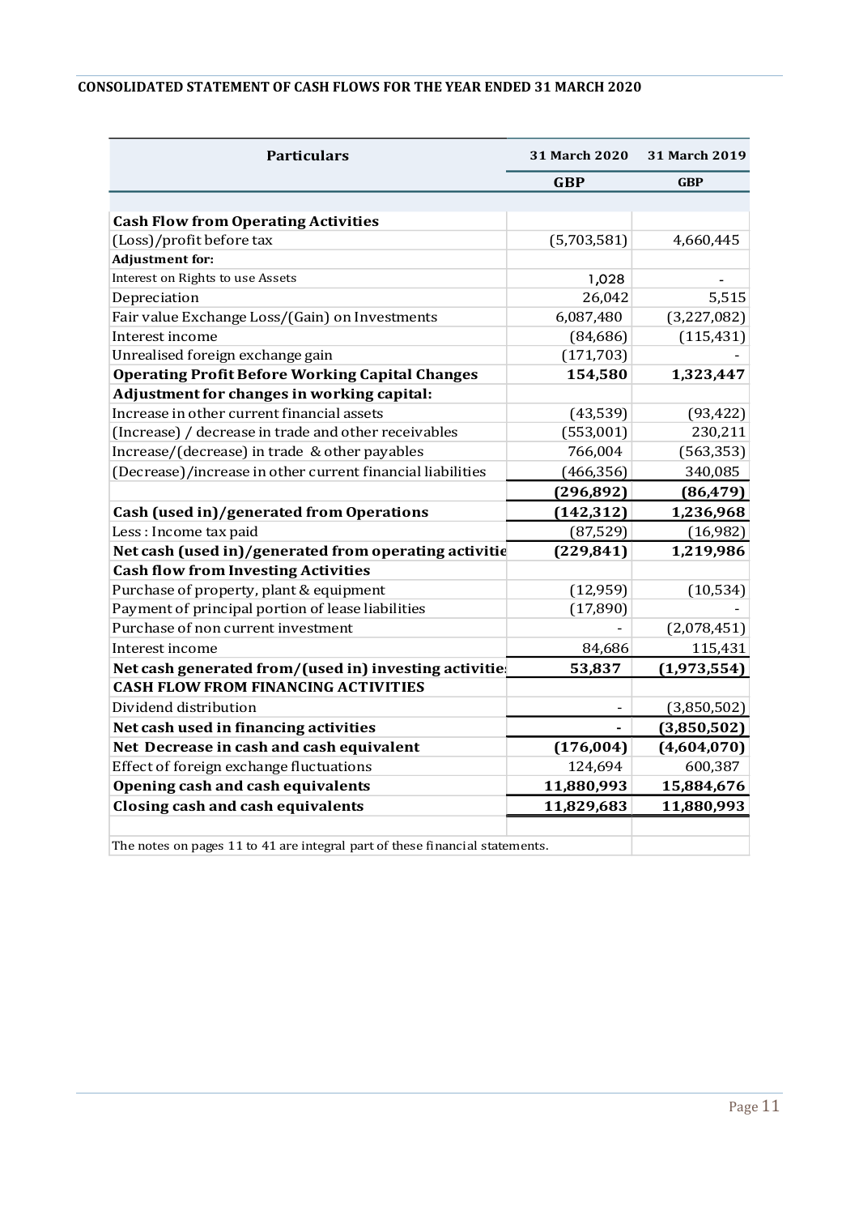## CONSOLIDATED STATEMENT OF CASH FLOWS FOR THE YEAR ENDED 31 MARCH 2020

| Particulars | 31 March 2020 | 31 March 2019 |
|---|---|---|
| | GBP | GBP |
| **Cash Flow from Operating Activities** | | |
| (Loss)/profit before tax | (5,703,581) | 4,660,445 |
| **Adjustment for:** | | |
| Interest on Rights to use Assets | 1,028 | - |
| Depreciation | 26,042 | 5,515 |
| Fair value Exchange Loss/(Gain) on Investments | 6,087,480 | (3,227,082) |
| Interest income | (84,686) | (115,431) |
| Unrealised foreign exchange gain | (171,703) | - |
| **Operating Profit Before Working Capital Changes** | **154,580** | **1,323,447** |
| **Adjustment for changes in working capital:** | | |
| Increase in other current financial assets | (43,539) | (93,422) |
| (Increase) / decrease in trade and other receivables | (553,001) | 230,211 |
| Increase/(decrease) in trade & other payables | 766,004 | (563,353) |
| (Decrease)/increase in other current financial liabilities | (466,356) | 340,085 |
| | **(296,892)** | **(86,479)** |
| **Cash (used in)/generated from Operations** | **(142,312)** | **1,236,968** |
| Less : Income tax paid | (87,529) | (16,982) |
| **Net cash (used in)/generated from operating activitie** | **(229,841)** | **1,219,986** |
| **Cash flow from Investing Activities** | | |
| Purchase of property, plant & equipment | (12,959) | (10,534) |
| Payment of principal portion of lease liabilities | (17,890) | - |
| Purchase of non current investment | - | (2,078,451) |
| Interest income | 84,686 | 115,431 |
| **Net cash generated from/(used in) investing activitie** | **53,837** | **(1,973,554)** |
| **CASH FLOW FROM FINANCING ACTIVITIES** | | |
| Dividend distribution | - | (3,850,502) |
| **Net cash used in financing activities** | **-** | **(3,850,502)** |
| **Net Decrease in cash and cash equivalent** | **(176,004)** | **(4,604,070)** |
| Effect of foreign exchange fluctuations | 124,694 | 600,387 |
| **Opening cash and cash equivalents** | **11,880,993** | **15,884,676** |
| **Closing cash and cash equivalents** | **11,829,683** | **11,880,993** |

The notes on pages 11 to 41 are integral part of these financial statements.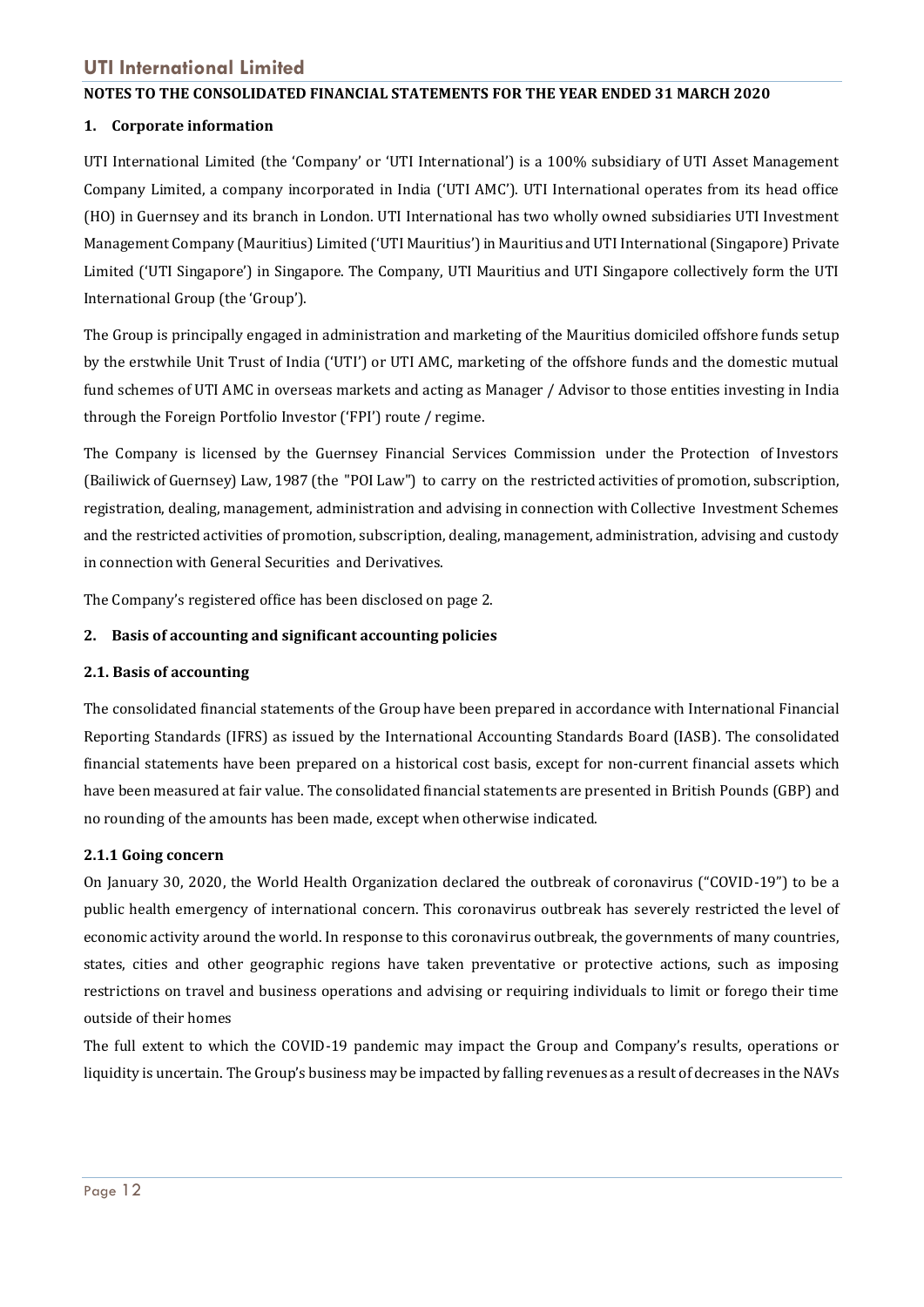## NOTES TO THE CONSOLIDATED FINANCIAL STATEMENTS FOR THE YEAR ENDED 31 MARCH 2020

### 1. Corporate information

UTI International Limited (the 'Company' or 'UTI International') is a 100% subsidiary of UTI Asset Management Company Limited, a company incorporated in India ('UTI AMC'). UTI International operates from its head office (HO) in Guernsey and its branch in London. UTI International has two wholly owned subsidiaries UTI Investment Management Company (Mauritius) Limited ('UTI Mauritius') in Mauritius and UTI International (Singapore) Private Limited ('UTI Singapore') in Singapore. The Company, UTI Mauritius and UTI Singapore collectively form the UTI International Group (the 'Group').

The Group is principally engaged in administration and marketing of the Mauritius domiciled offshore funds setup by the erstwhile Unit Trust of India ('UTI') or UTI AMC, marketing of the offshore funds and the domestic mutual fund schemes of UTI AMC in overseas markets and acting as Manager / Advisor to those entities investing in India through the Foreign Portfolio Investor ('FPI') route / regime.

The Company is licensed by the Guernsey Financial Services Commission under the Protection of Investors (Bailiwick of Guernsey) Law, 1987 (the "POI Law") to carry on the restricted activities of promotion, subscription, registration, dealing, management, administration and advising in connection with Collective Investment Schemes and the restricted activities of promotion, subscription, dealing, management, administration, advising and custody in connection with General Securities and Derivatives.

The Company's registered office has been disclosed on page 2.

### 2. Basis of accounting and significant accounting policies

#### 2.1. Basis of accounting

The consolidated financial statements of the Group have been prepared in accordance with International Financial Reporting Standards (IFRS) as issued by the International Accounting Standards Board (IASB). The consolidated financial statements have been prepared on a historical cost basis, except for non-current financial assets which have been measured at fair value. The consolidated financial statements are presented in British Pounds (GBP) and no rounding of the amounts has been made, except when otherwise indicated.

#### 2.1.1 Going concern

On January 30, 2020, the World Health Organization declared the outbreak of coronavirus ("COVID-19") to be a public health emergency of international concern. This coronavirus outbreak has severely restricted the level of economic activity around the world. In response to this coronavirus outbreak, the governments of many countries, states, cities and other geographic regions have taken preventative or protective actions, such as imposing restrictions on travel and business operations and advising or requiring individuals to limit or forego their time outside of their homes

The full extent to which the COVID-19 pandemic may impact the Group and Company's results, operations or liquidity is uncertain. The Group's business may be impacted by falling revenues as a result of decreases in the NAVs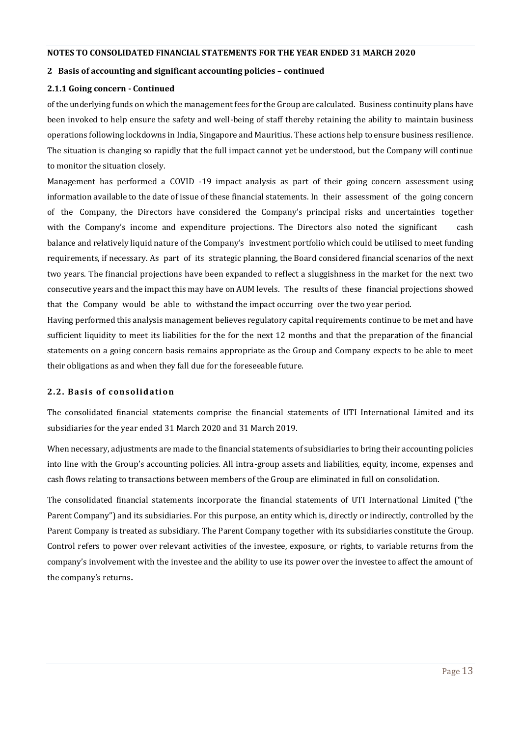**NOTES TO CONSOLIDATED FINANCIAL STATEMENTS FOR THE YEAR ENDED 31 MARCH 2020**

**2 Basis of accounting and significant accounting policies – continued**

**2.1.1 Going concern - Continued**

of the underlying funds on which the management fees for the Group are calculated. Business continuity plans have been invoked to help ensure the safety and well-being of staff thereby retaining the ability to maintain business operations following lockdowns in India, Singapore and Mauritius. These actions help to ensure business resilience. The situation is changing so rapidly that the full impact cannot yet be understood, but the Company will continue to monitor the situation closely.

Management has performed a COVID -19 impact analysis as part of their going concern assessment using information available to the date of issue of these financial statements. In their assessment of the going concern of the Company, the Directors have considered the Company's principal risks and uncertainties together with the Company's income and expenditure projections. The Directors also noted the significant cash balance and relatively liquid nature of the Company's investment portfolio which could be utilised to meet funding requirements, if necessary. As part of its strategic planning, the Board considered financial scenarios of the next two years. The financial projections have been expanded to reflect a sluggishness in the market for the next two consecutive years and the impact this may have on AUM levels. The results of these financial projections showed that the Company would be able to withstand the impact occurring over the two year period.

Having performed this analysis management believes regulatory capital requirements continue to be met and have sufficient liquidity to meet its liabilities for the for the next 12 months and that the preparation of the financial statements on a going concern basis remains appropriate as the Group and Company expects to be able to meet their obligations as and when they fall due for the foreseeable future.

**2.2. Basis of consolidation**

The consolidated financial statements comprise the financial statements of UTI International Limited and its subsidiaries for the year ended 31 March 2020 and 31 March 2019.

When necessary, adjustments are made to the financial statements of subsidiaries to bring their accounting policies into line with the Group's accounting policies. All intra-group assets and liabilities, equity, income, expenses and cash flows relating to transactions between members of the Group are eliminated in full on consolidation.

The consolidated financial statements incorporate the financial statements of UTI International Limited ("the Parent Company") and its subsidiaries. For this purpose, an entity which is, directly or indirectly, controlled by the Parent Company is treated as subsidiary. The Parent Company together with its subsidiaries constitute the Group. Control refers to power over relevant activities of the investee, exposure, or rights, to variable returns from the company's involvement with the investee and the ability to use its power over the investee to affect the amount of the company's returns.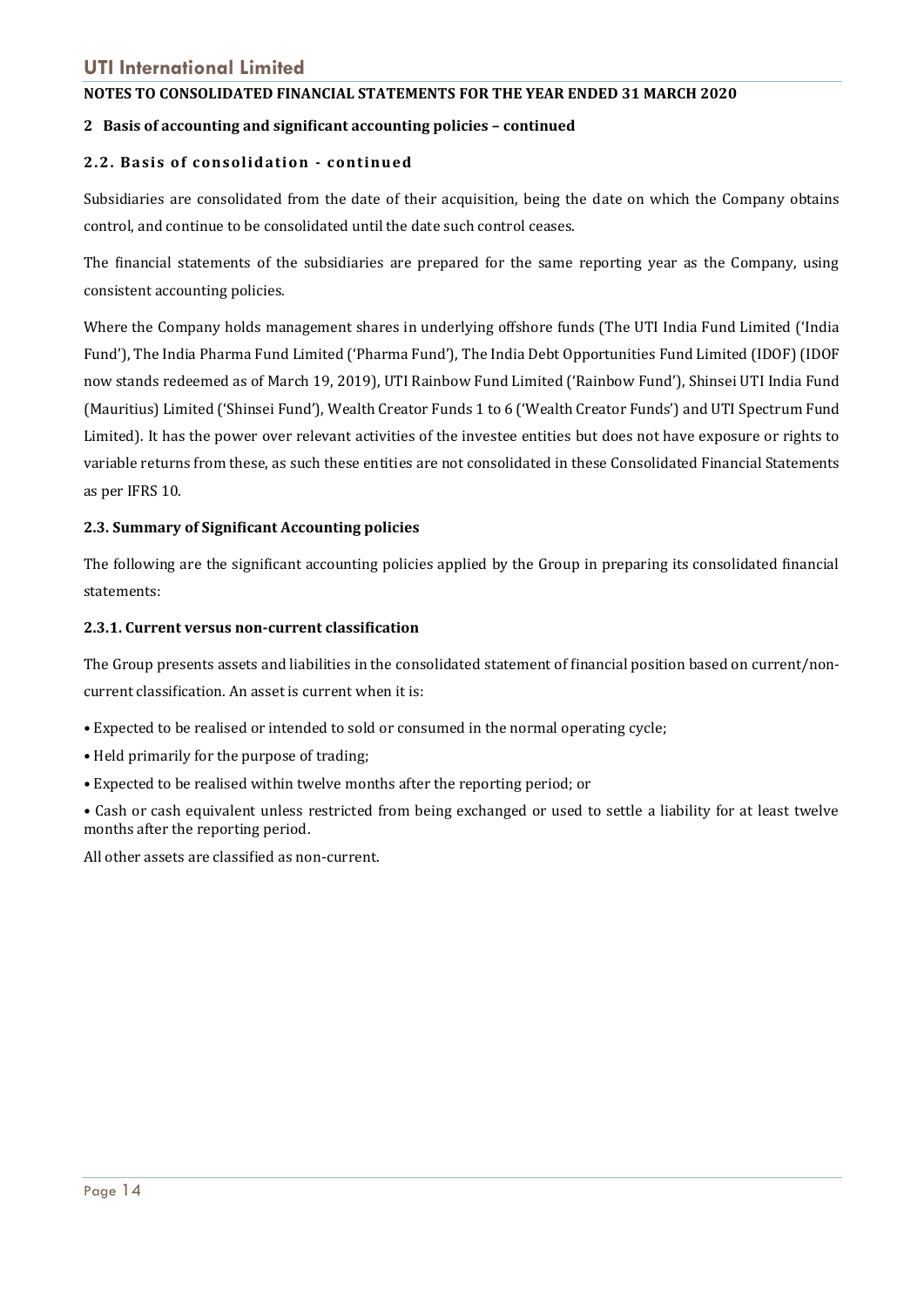**NOTES TO CONSOLIDATED FINANCIAL STATEMENTS FOR THE YEAR ENDED 31 MARCH 2020**

## 2 Basis of accounting and significant accounting policies – continued

### 2.2. Basis of consolidation - continued

Subsidiaries are consolidated from the date of their acquisition, being the date on which the Company obtains control, and continue to be consolidated until the date such control ceases.

The financial statements of the subsidiaries are prepared for the same reporting year as the Company, using consistent accounting policies.

Where the Company holds management shares in underlying offshore funds (The UTI India Fund Limited ('India Fund'), The India Pharma Fund Limited ('Pharma Fund'), The India Debt Opportunities Fund Limited (IDOF) (IDOF now stands redeemed as of March 19, 2019), UTI Rainbow Fund Limited ('Rainbow Fund'), Shinsei UTI India Fund (Mauritius) Limited ('Shinsei Fund'), Wealth Creator Funds 1 to 6 ('Wealth Creator Funds') and UTI Spectrum Fund Limited). It has the power over relevant activities of the investee entities but does not have exposure or rights to variable returns from these, as such these entities are not consolidated in these Consolidated Financial Statements as per IFRS 10.

### 2.3. Summary of Significant Accounting policies

The following are the significant accounting policies applied by the Group in preparing its consolidated financial statements:

#### 2.3.1. Current versus non-current classification

The Group presents assets and liabilities in the consolidated statement of financial position based on current/non-current classification. An asset is current when it is:

- Expected to be realised or intended to sold or consumed in the normal operating cycle;
- Held primarily for the purpose of trading;
- Expected to be realised within twelve months after the reporting period; or
- Cash or cash equivalent unless restricted from being exchanged or used to settle a liability for at least twelve months after the reporting period.

All other assets are classified as non-current.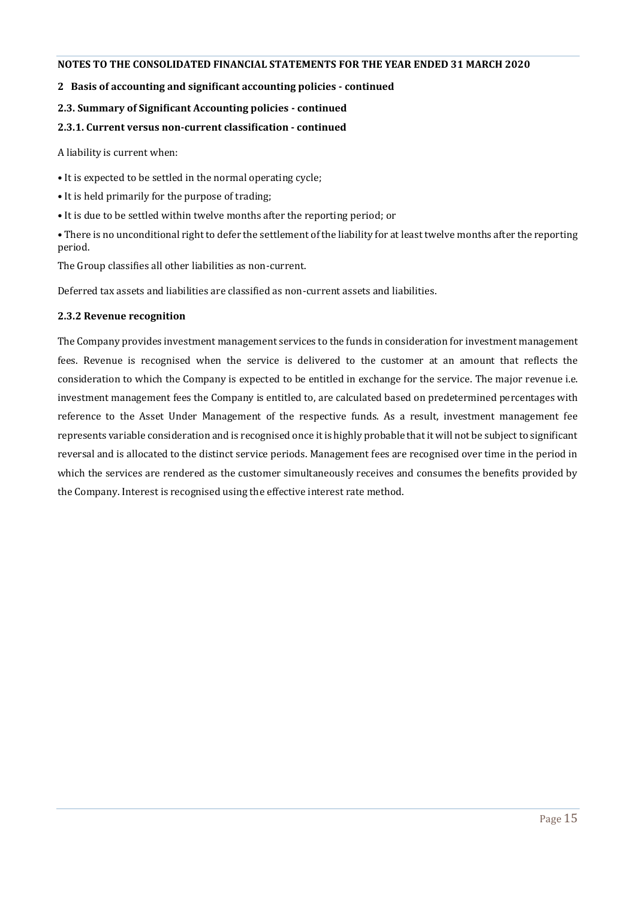**NOTES TO THE CONSOLIDATED FINANCIAL STATEMENTS FOR THE YEAR ENDED 31 MARCH 2020**

## 2 Basis of accounting and significant accounting policies - continued

### 2.3. Summary of Significant Accounting policies - continued

#### 2.3.1. Current versus non-current classification - continued

A liability is current when:

- It is expected to be settled in the normal operating cycle;
- It is held primarily for the purpose of trading;
- It is due to be settled within twelve months after the reporting period; or
- There is no unconditional right to defer the settlement of the liability for at least twelve months after the reporting period.

The Group classifies all other liabilities as non-current.

Deferred tax assets and liabilities are classified as non-current assets and liabilities.

#### 2.3.2 Revenue recognition

The Company provides investment management services to the funds in consideration for investment management fees. Revenue is recognised when the service is delivered to the customer at an amount that reflects the consideration to which the Company is expected to be entitled in exchange for the service. The major revenue i.e. investment management fees the Company is entitled to, are calculated based on predetermined percentages with reference to the Asset Under Management of the respective funds. As a result, investment management fee represents variable consideration and is recognised once it is highly probable that it will not be subject to significant reversal and is allocated to the distinct service periods. Management fees are recognised over time in the period in which the services are rendered as the customer simultaneously receives and consumes the benefits provided by the Company. Interest is recognised using the effective interest rate method.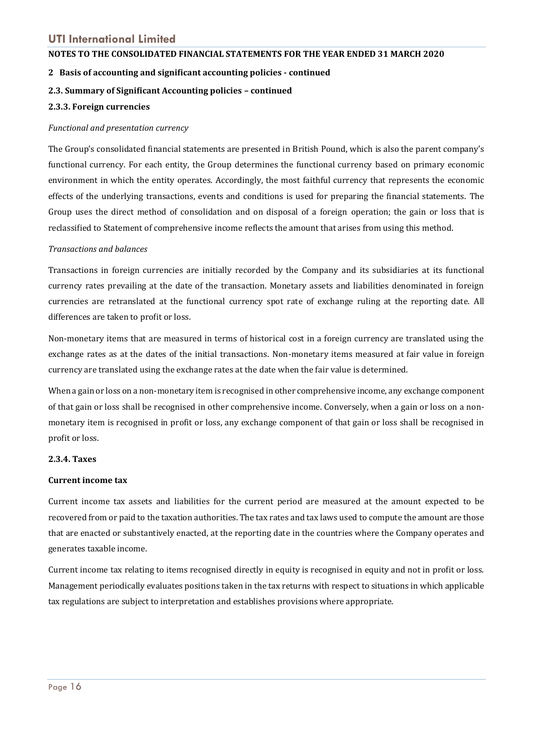## 2 Basis of accounting and significant accounting policies - continued

### 2.3. Summary of Significant Accounting policies – continued

#### 2.3.3. Foreign currencies

*Functional and presentation currency*

The Group's consolidated financial statements are presented in British Pound, which is also the parent company's functional currency. For each entity, the Group determines the functional currency based on primary economic environment in which the entity operates. Accordingly, the most faithful currency that represents the economic effects of the underlying transactions, events and conditions is used for preparing the financial statements. The Group uses the direct method of consolidation and on disposal of a foreign operation; the gain or loss that is reclassified to Statement of comprehensive income reflects the amount that arises from using this method.

*Transactions and balances*

Transactions in foreign currencies are initially recorded by the Company and its subsidiaries at its functional currency rates prevailing at the date of the transaction. Monetary assets and liabilities denominated in foreign currencies are retranslated at the functional currency spot rate of exchange ruling at the reporting date. All differences are taken to profit or loss.

Non-monetary items that are measured in terms of historical cost in a foreign currency are translated using the exchange rates as at the dates of the initial transactions. Non-monetary items measured at fair value in foreign currency are translated using the exchange rates at the date when the fair value is determined.

When a gain or loss on a non-monetary item is recognised in other comprehensive income, any exchange component of that gain or loss shall be recognised in other comprehensive income. Conversely, when a gain or loss on a non-monetary item is recognised in profit or loss, any exchange component of that gain or loss shall be recognised in profit or loss.

#### 2.3.4. Taxes

**Current income tax**

Current income tax assets and liabilities for the current period are measured at the amount expected to be recovered from or paid to the taxation authorities. The tax rates and tax laws used to compute the amount are those that are enacted or substantively enacted, at the reporting date in the countries where the Company operates and generates taxable income.

Current income tax relating to items recognised directly in equity is recognised in equity and not in profit or loss. Management periodically evaluates positions taken in the tax returns with respect to situations in which applicable tax regulations are subject to interpretation and establishes provisions where appropriate.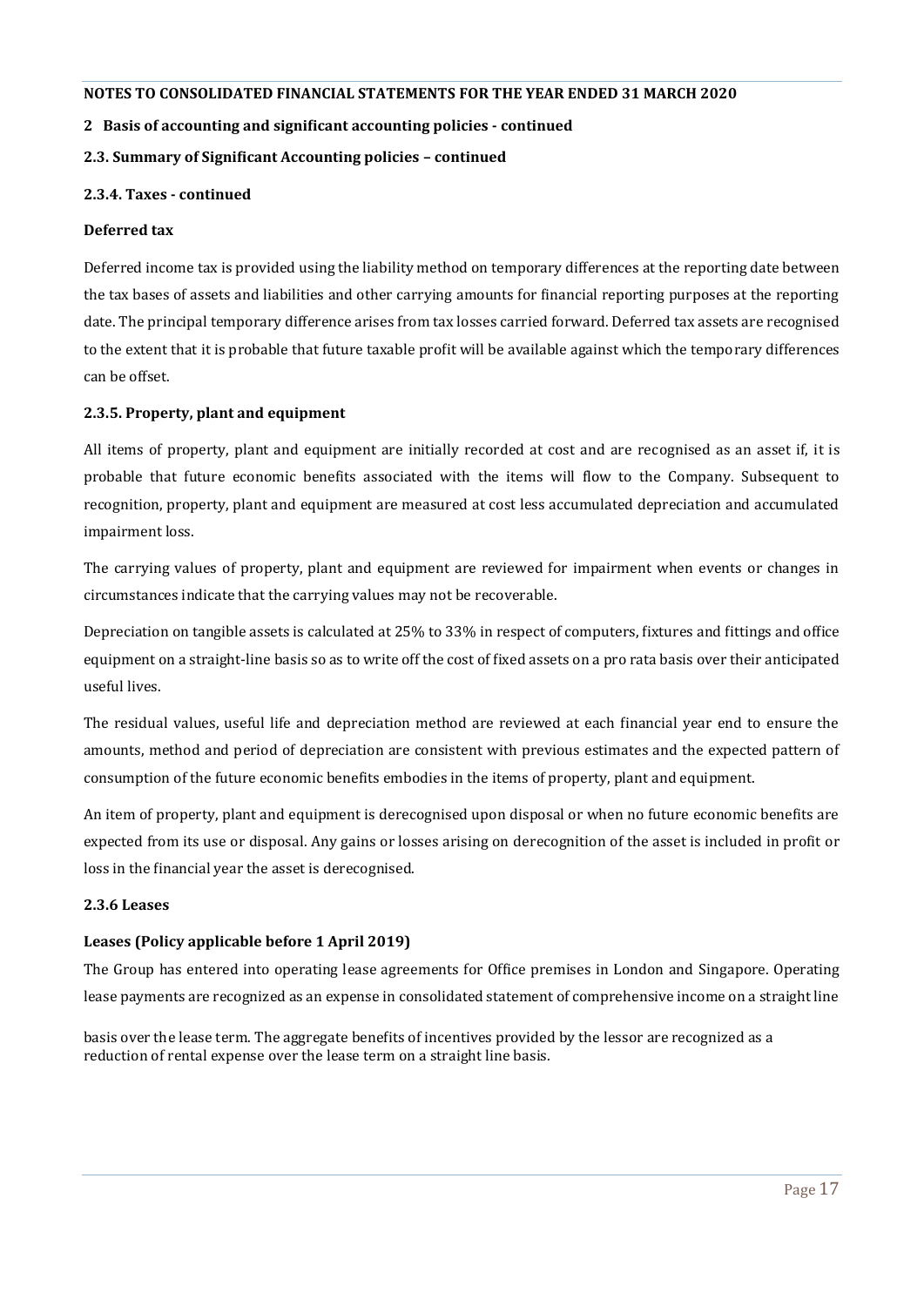**NOTES TO CONSOLIDATED FINANCIAL STATEMENTS FOR THE YEAR ENDED 31 MARCH 2020**

## 2 Basis of accounting and significant accounting policies - continued

### 2.3. Summary of Significant Accounting policies – continued

#### 2.3.4. Taxes - continued

**Deferred tax**

Deferred income tax is provided using the liability method on temporary differences at the reporting date between the tax bases of assets and liabilities and other carrying amounts for financial reporting purposes at the reporting date. The principal temporary difference arises from tax losses carried forward. Deferred tax assets are recognised to the extent that it is probable that future taxable profit will be available against which the temporary differences can be offset.

#### 2.3.5. Property, plant and equipment

All items of property, plant and equipment are initially recorded at cost and are recognised as an asset if, it is probable that future economic benefits associated with the items will flow to the Company. Subsequent to recognition, property, plant and equipment are measured at cost less accumulated depreciation and accumulated impairment loss.

The carrying values of property, plant and equipment are reviewed for impairment when events or changes in circumstances indicate that the carrying values may not be recoverable.

Depreciation on tangible assets is calculated at 25% to 33% in respect of computers, fixtures and fittings and office equipment on a straight-line basis so as to write off the cost of fixed assets on a pro rata basis over their anticipated useful lives.

The residual values, useful life and depreciation method are reviewed at each financial year end to ensure the amounts, method and period of depreciation are consistent with previous estimates and the expected pattern of consumption of the future economic benefits embodies in the items of property, plant and equipment.

An item of property, plant and equipment is derecognised upon disposal or when no future economic benefits are expected from its use or disposal. Any gains or losses arising on derecognition of the asset is included in profit or loss in the financial year the asset is derecognised.

#### 2.3.6 Leases

**Leases (Policy applicable before 1 April 2019)**

The Group has entered into operating lease agreements for Office premises in London and Singapore. Operating lease payments are recognized as an expense in consolidated statement of comprehensive income on a straight line basis over the lease term. The aggregate benefits of incentives provided by the lessor are recognized as a reduction of rental expense over the lease term on a straight line basis.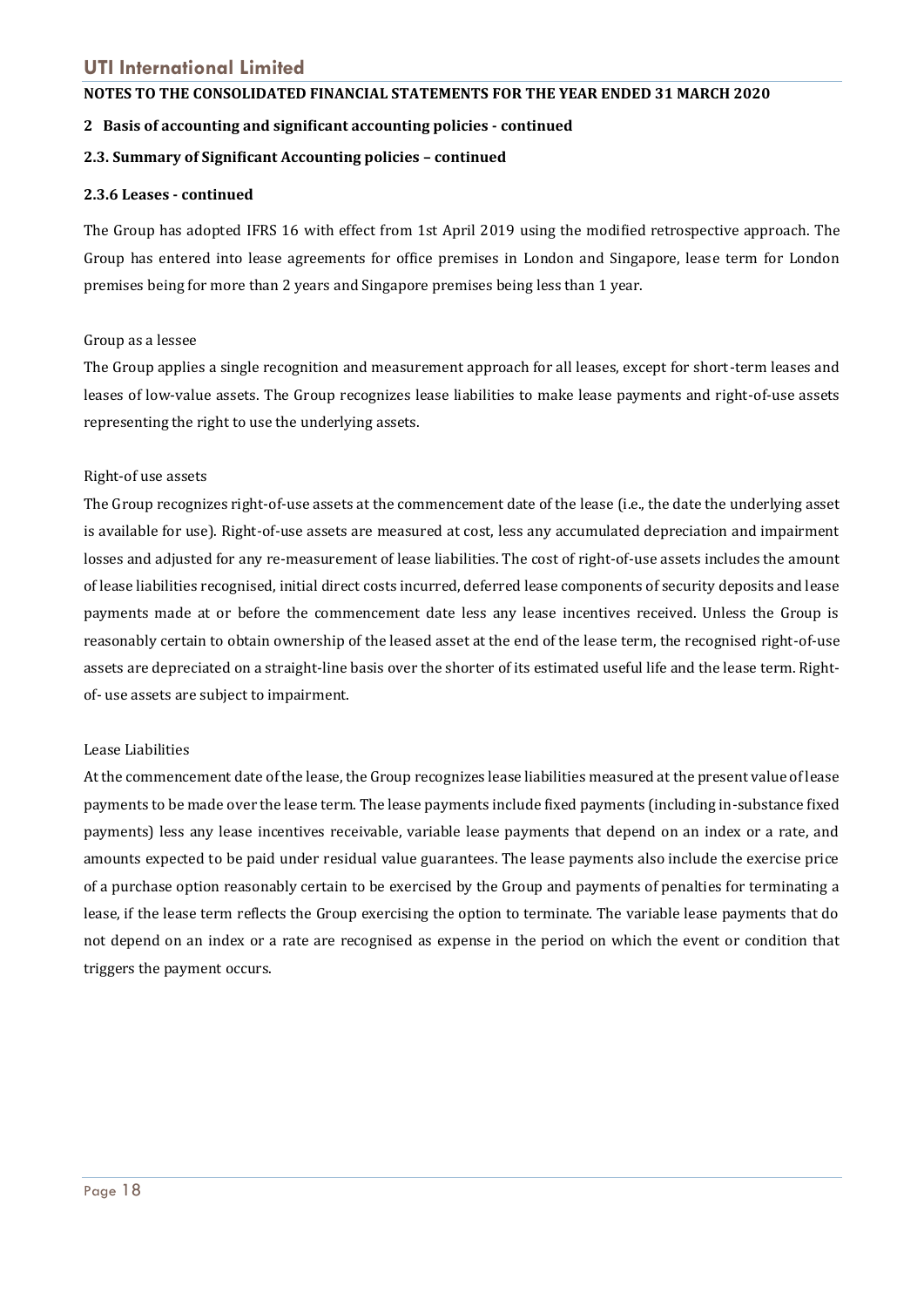**NOTES TO THE CONSOLIDATED FINANCIAL STATEMENTS FOR THE YEAR ENDED 31 MARCH 2020**

**2 Basis of accounting and significant accounting policies - continued**

**2.3. Summary of Significant Accounting policies – continued**

**2.3.6 Leases - continued**

The Group has adopted IFRS 16 with effect from 1st April 2019 using the modified retrospective approach. The Group has entered into lease agreements for office premises in London and Singapore, lease term for London premises being for more than 2 years and Singapore premises being less than 1 year.

Group as a lessee

The Group applies a single recognition and measurement approach for all leases, except for short-term leases and leases of low-value assets. The Group recognizes lease liabilities to make lease payments and right-of-use assets representing the right to use the underlying assets.

Right-of use assets

The Group recognizes right-of-use assets at the commencement date of the lease (i.e., the date the underlying asset is available for use). Right-of-use assets are measured at cost, less any accumulated depreciation and impairment losses and adjusted for any re-measurement of lease liabilities. The cost of right-of-use assets includes the amount of lease liabilities recognised, initial direct costs incurred, deferred lease components of security deposits and lease payments made at or before the commencement date less any lease incentives received. Unless the Group is reasonably certain to obtain ownership of the leased asset at the end of the lease term, the recognised right-of-use assets are depreciated on a straight-line basis over the shorter of its estimated useful life and the lease term. Right-of- use assets are subject to impairment.

Lease Liabilities

At the commencement date of the lease, the Group recognizes lease liabilities measured at the present value of lease payments to be made over the lease term. The lease payments include fixed payments (including in-substance fixed payments) less any lease incentives receivable, variable lease payments that depend on an index or a rate, and amounts expected to be paid under residual value guarantees. The lease payments also include the exercise price of a purchase option reasonably certain to be exercised by the Group and payments of penalties for terminating a lease, if the lease term reflects the Group exercising the option to terminate. The variable lease payments that do not depend on an index or a rate are recognised as expense in the period on which the event or condition that triggers the payment occurs.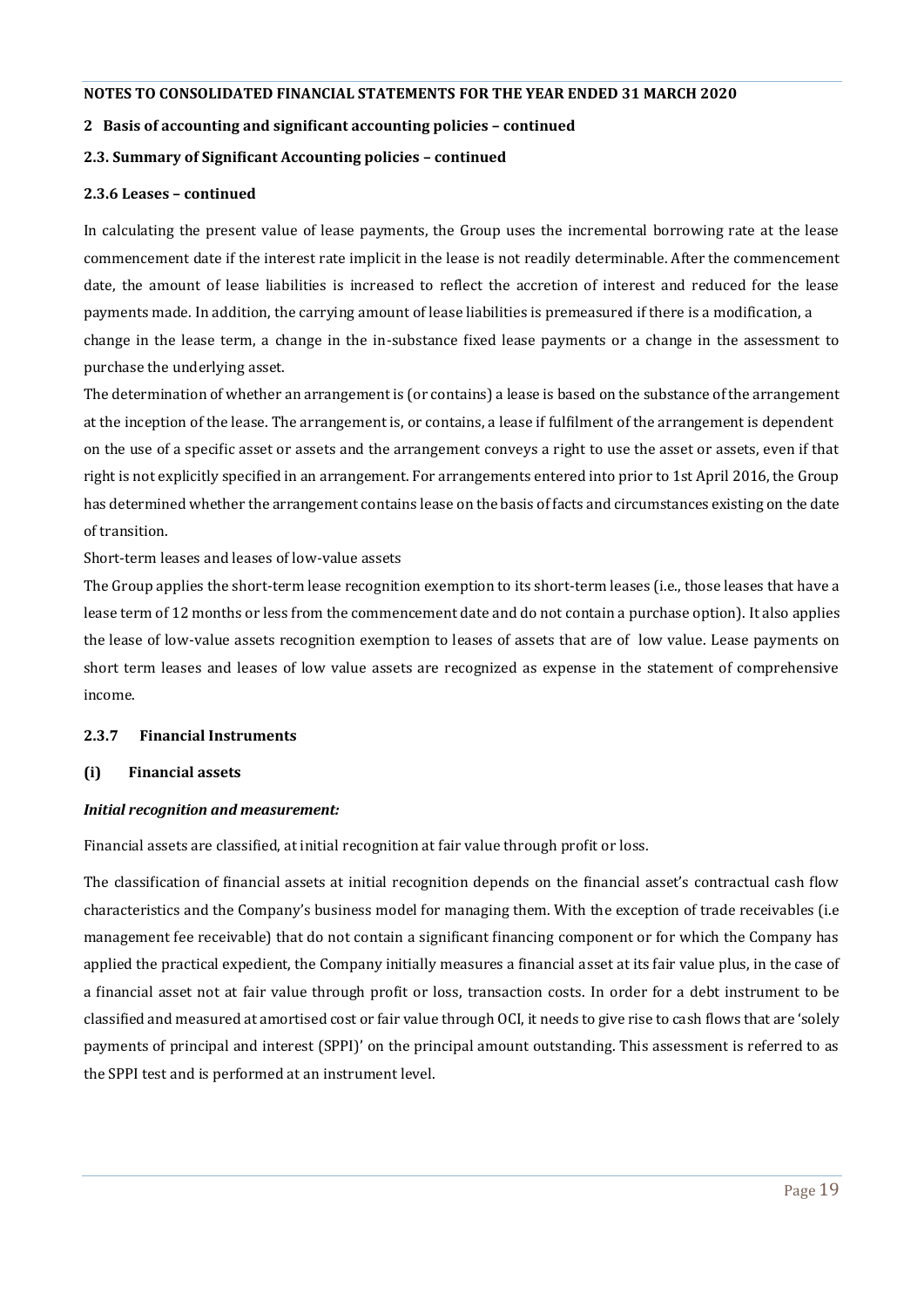**NOTES TO CONSOLIDATED FINANCIAL STATEMENTS FOR THE YEAR ENDED 31 MARCH 2020**

**2 Basis of accounting and significant accounting policies – continued**

**2.3. Summary of Significant Accounting policies – continued**

**2.3.6 Leases – continued**

In calculating the present value of lease payments, the Group uses the incremental borrowing rate at the lease commencement date if the interest rate implicit in the lease is not readily determinable. After the commencement date, the amount of lease liabilities is increased to reflect the accretion of interest and reduced for the lease payments made. In addition, the carrying amount of lease liabilities is premeasured if there is a modification, a change in the lease term, a change in the in-substance fixed lease payments or a change in the assessment to purchase the underlying asset.

The determination of whether an arrangement is (or contains) a lease is based on the substance of the arrangement at the inception of the lease. The arrangement is, or contains, a lease if fulfilment of the arrangement is dependent on the use of a specific asset or assets and the arrangement conveys a right to use the asset or assets, even if that right is not explicitly specified in an arrangement. For arrangements entered into prior to 1st April 2016, the Group has determined whether the arrangement contains lease on the basis of facts and circumstances existing on the date of transition.

Short-term leases and leases of low-value assets

The Group applies the short-term lease recognition exemption to its short-term leases (i.e., those leases that have a lease term of 12 months or less from the commencement date and do not contain a purchase option). It also applies the lease of low-value assets recognition exemption to leases of assets that are of low value. Lease payments on short term leases and leases of low value assets are recognized as expense in the statement of comprehensive income.

**2.3.7 Financial Instruments**

**(i) Financial assets**

***Initial recognition and measurement:***

Financial assets are classified, at initial recognition at fair value through profit or loss.

The classification of financial assets at initial recognition depends on the financial asset's contractual cash flow characteristics and the Company's business model for managing them. With the exception of trade receivables (i.e management fee receivable) that do not contain a significant financing component or for which the Company has applied the practical expedient, the Company initially measures a financial asset at its fair value plus, in the case of a financial asset not at fair value through profit or loss, transaction costs. In order for a debt instrument to be classified and measured at amortised cost or fair value through OCI, it needs to give rise to cash flows that are 'solely payments of principal and interest (SPPI)' on the principal amount outstanding. This assessment is referred to as the SPPI test and is performed at an instrument level.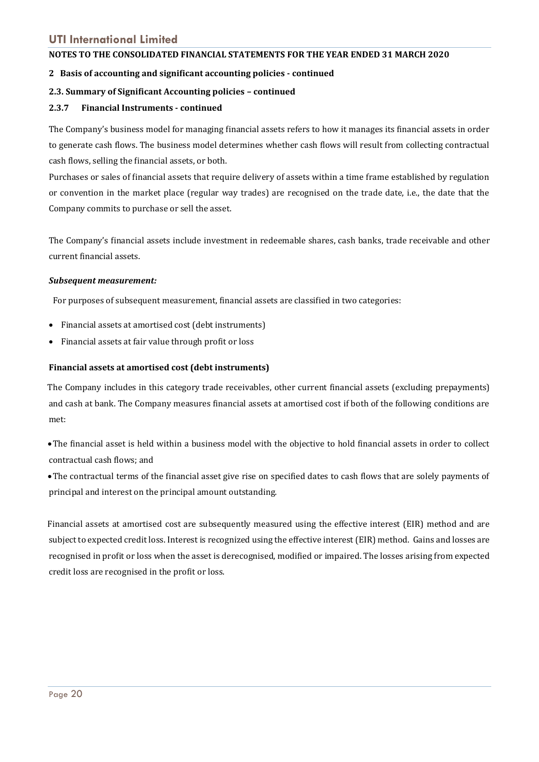**2 Basis of accounting and significant accounting policies - continued**

**2.3. Summary of Significant Accounting policies – continued**

**2.3.7 Financial Instruments - continued**

The Company's business model for managing financial assets refers to how it manages its financial assets in order to generate cash flows. The business model determines whether cash flows will result from collecting contractual cash flows, selling the financial assets, or both.

Purchases or sales of financial assets that require delivery of assets within a time frame established by regulation or convention in the market place (regular way trades) are recognised on the trade date, i.e., the date that the Company commits to purchase or sell the asset.

The Company's financial assets include investment in redeemable shares, cash banks, trade receivable and other current financial assets.

***Subsequent measurement:***

For purposes of subsequent measurement, financial assets are classified in two categories:

- Financial assets at amortised cost (debt instruments)
- Financial assets at fair value through profit or loss

**Financial assets at amortised cost (debt instruments)**

The Company includes in this category trade receivables, other current financial assets (excluding prepayments) and cash at bank. The Company measures financial assets at amortised cost if both of the following conditions are met:

- The financial asset is held within a business model with the objective to hold financial assets in order to collect contractual cash flows; and
- The contractual terms of the financial asset give rise on specified dates to cash flows that are solely payments of principal and interest on the principal amount outstanding.

Financial assets at amortised cost are subsequently measured using the effective interest (EIR) method and are subject to expected credit loss. Interest is recognized using the effective interest (EIR) method. Gains and losses are recognised in profit or loss when the asset is derecognised, modified or impaired. The losses arising from expected credit loss are recognised in the profit or loss.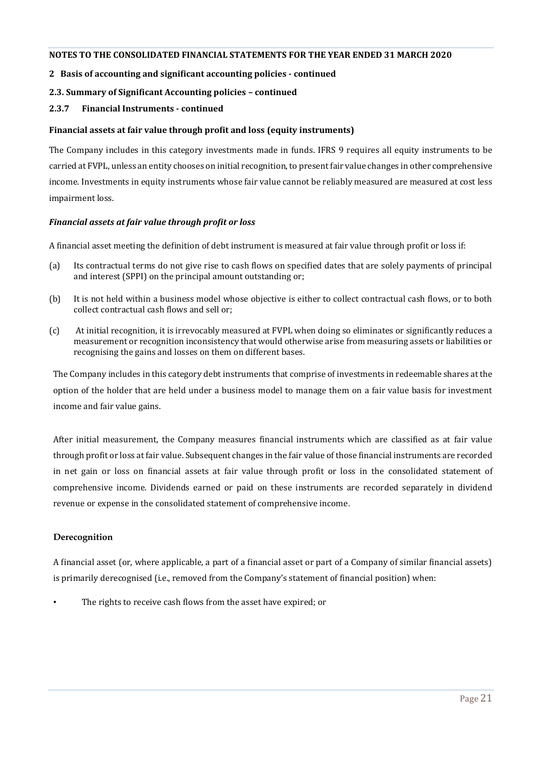**NOTES TO THE CONSOLIDATED FINANCIAL STATEMENTS FOR THE YEAR ENDED 31 MARCH 2020**

## 2 Basis of accounting and significant accounting policies - continued

### 2.3. Summary of Significant Accounting policies – continued

### 2.3.7 Financial Instruments - continued

**Financial assets at fair value through profit and loss (equity instruments)**

The Company includes in this category investments made in funds. IFRS 9 requires all equity instruments to be carried at FVPL, unless an entity chooses on initial recognition, to present fair value changes in other comprehensive income. Investments in equity instruments whose fair value cannot be reliably measured are measured at cost less impairment loss.

***Financial assets at fair value through profit or loss***

A financial asset meeting the definition of debt instrument is measured at fair value through profit or loss if:

(a) Its contractual terms do not give rise to cash flows on specified dates that are solely payments of principal and interest (SPPI) on the principal amount outstanding or;

(b) It is not held within a business model whose objective is either to collect contractual cash flows, or to both collect contractual cash flows and sell or;

(c) At initial recognition, it is irrevocably measured at FVPL when doing so eliminates or significantly reduces a measurement or recognition inconsistency that would otherwise arise from measuring assets or liabilities or recognising the gains and losses on them on different bases.

The Company includes in this category debt instruments that comprise of investments in redeemable shares at the option of the holder that are held under a business model to manage them on a fair value basis for investment income and fair value gains.

After initial measurement, the Company measures financial instruments which are classified as at fair value through profit or loss at fair value. Subsequent changes in the fair value of those financial instruments are recorded in net gain or loss on financial assets at fair value through profit or loss in the consolidated statement of comprehensive income. Dividends earned or paid on these instruments are recorded separately in dividend revenue or expense in the consolidated statement of comprehensive income.

**Derecognition**

A financial asset (or, where applicable, a part of a financial asset or part of a Company of similar financial assets) is primarily derecognised (i.e., removed from the Company's statement of financial position) when:

- The rights to receive cash flows from the asset have expired; or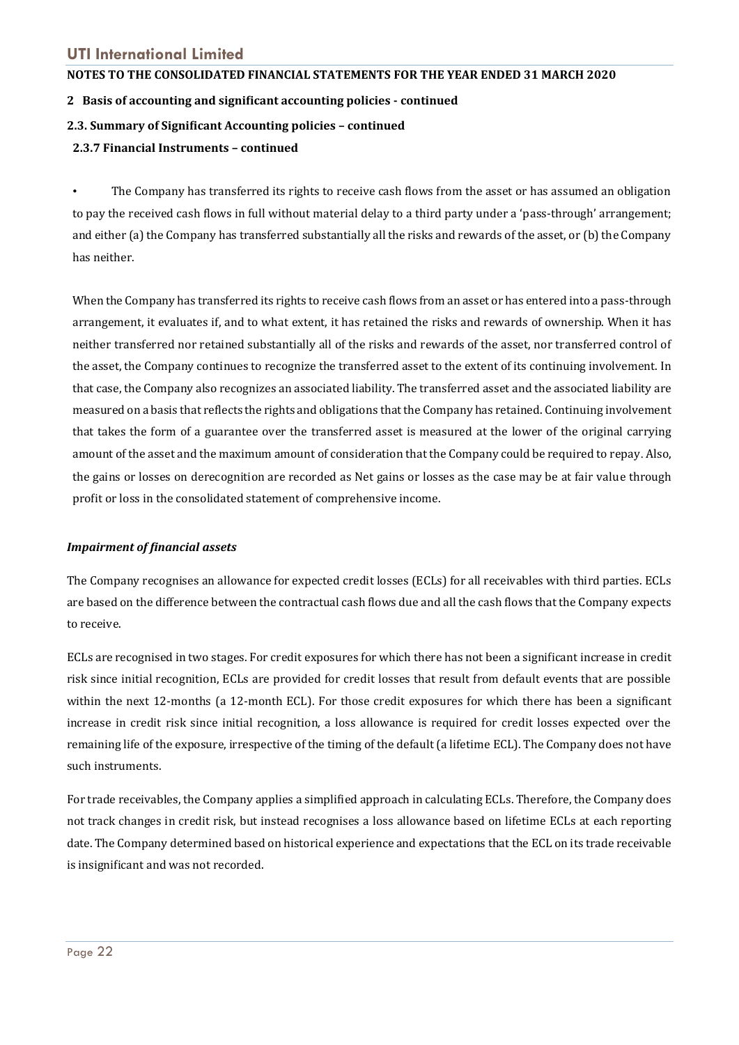**NOTES TO THE CONSOLIDATED FINANCIAL STATEMENTS FOR THE YEAR ENDED 31 MARCH 2020**

**2 Basis of accounting and significant accounting policies - continued**

**2.3. Summary of Significant Accounting policies – continued**

**2.3.7 Financial Instruments – continued**

- The Company has transferred its rights to receive cash flows from the asset or has assumed an obligation to pay the received cash flows in full without material delay to a third party under a 'pass-through' arrangement; and either (a) the Company has transferred substantially all the risks and rewards of the asset, or (b) the Company has neither.

When the Company has transferred its rights to receive cash flows from an asset or has entered into a pass-through arrangement, it evaluates if, and to what extent, it has retained the risks and rewards of ownership. When it has neither transferred nor retained substantially all of the risks and rewards of the asset, nor transferred control of the asset, the Company continues to recognize the transferred asset to the extent of its continuing involvement. In that case, the Company also recognizes an associated liability. The transferred asset and the associated liability are measured on a basis that reflects the rights and obligations that the Company has retained. Continuing involvement that takes the form of a guarantee over the transferred asset is measured at the lower of the original carrying amount of the asset and the maximum amount of consideration that the Company could be required to repay. Also, the gains or losses on derecognition are recorded as Net gains or losses as the case may be at fair value through profit or loss in the consolidated statement of comprehensive income.

***Impairment of financial assets***

The Company recognises an allowance for expected credit losses (ECLs) for all receivables with third parties. ECLs are based on the difference between the contractual cash flows due and all the cash flows that the Company expects to receive.

ECLs are recognised in two stages. For credit exposures for which there has not been a significant increase in credit risk since initial recognition, ECLs are provided for credit losses that result from default events that are possible within the next 12-months (a 12-month ECL). For those credit exposures for which there has been a significant increase in credit risk since initial recognition, a loss allowance is required for credit losses expected over the remaining life of the exposure, irrespective of the timing of the default (a lifetime ECL). The Company does not have such instruments.

For trade receivables, the Company applies a simplified approach in calculating ECLs. Therefore, the Company does not track changes in credit risk, but instead recognises a loss allowance based on lifetime ECLs at each reporting date. The Company determined based on historical experience and expectations that the ECL on its trade receivable is insignificant and was not recorded.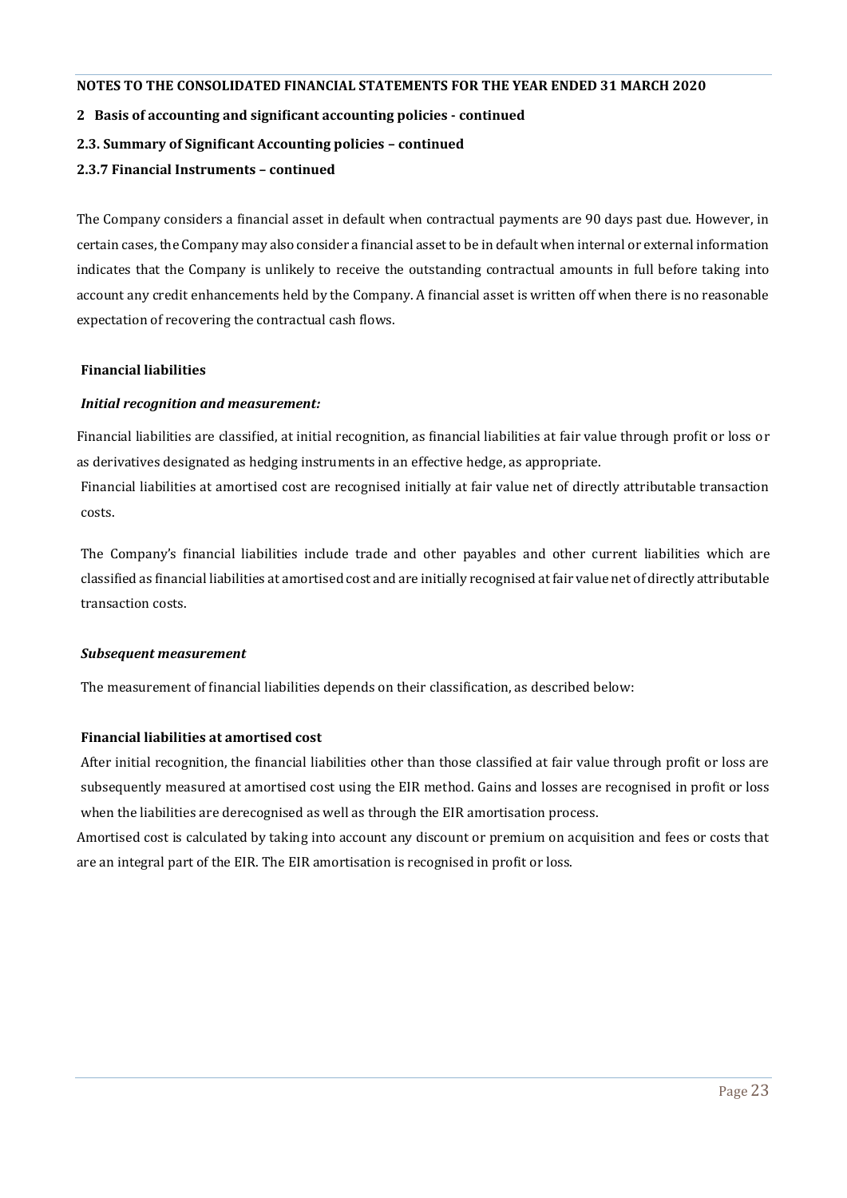**NOTES TO THE CONSOLIDATED FINANCIAL STATEMENTS FOR THE YEAR ENDED 31 MARCH 2020**

**2 Basis of accounting and significant accounting policies - continued**

**2.3. Summary of Significant Accounting policies – continued**

**2.3.7 Financial Instruments – continued**

The Company considers a financial asset in default when contractual payments are 90 days past due. However, in certain cases, the Company may also consider a financial asset to be in default when internal or external information indicates that the Company is unlikely to receive the outstanding contractual amounts in full before taking into account any credit enhancements held by the Company. A financial asset is written off when there is no reasonable expectation of recovering the contractual cash flows.

**Financial liabilities**

***Initial recognition and measurement:***

Financial liabilities are classified, at initial recognition, as financial liabilities at fair value through profit or loss or as derivatives designated as hedging instruments in an effective hedge, as appropriate.

Financial liabilities at amortised cost are recognised initially at fair value net of directly attributable transaction costs.

The Company's financial liabilities include trade and other payables and other current liabilities which are classified as financial liabilities at amortised cost and are initially recognised at fair value net of directly attributable transaction costs.

***Subsequent measurement***

The measurement of financial liabilities depends on their classification, as described below:

**Financial liabilities at amortised cost**

After initial recognition, the financial liabilities other than those classified at fair value through profit or loss are subsequently measured at amortised cost using the EIR method. Gains and losses are recognised in profit or loss when the liabilities are derecognised as well as through the EIR amortisation process.

Amortised cost is calculated by taking into account any discount or premium on acquisition and fees or costs that are an integral part of the EIR. The EIR amortisation is recognised in profit or loss.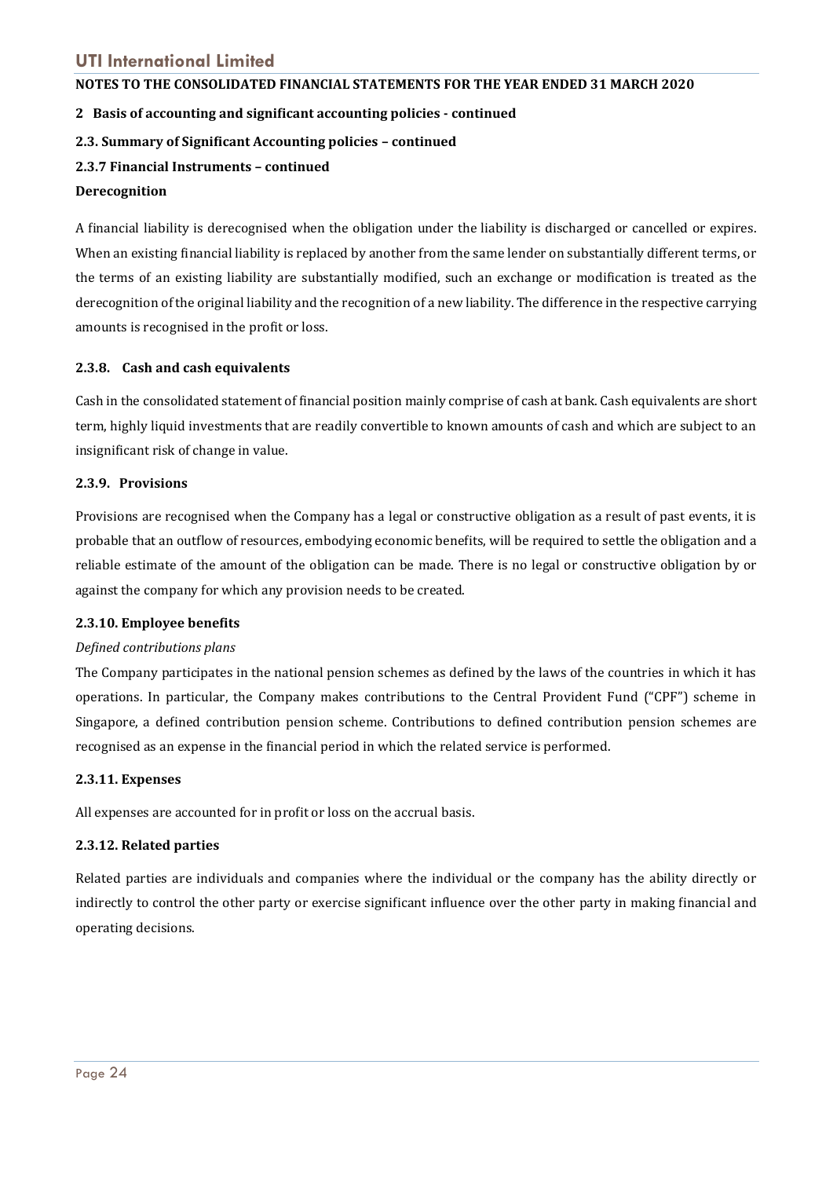## 2 Basis of accounting and significant accounting policies - continued

### 2.3. Summary of Significant Accounting policies – continued

#### 2.3.7 Financial Instruments – continued

**Derecognition**

A financial liability is derecognised when the obligation under the liability is discharged or cancelled or expires. When an existing financial liability is replaced by another from the same lender on substantially different terms, or the terms of an existing liability are substantially modified, such an exchange or modification is treated as the derecognition of the original liability and the recognition of a new liability. The difference in the respective carrying amounts is recognised in the profit or loss.

#### 2.3.8. Cash and cash equivalents

Cash in the consolidated statement of financial position mainly comprise of cash at bank. Cash equivalents are short term, highly liquid investments that are readily convertible to known amounts of cash and which are subject to an insignificant risk of change in value.

#### 2.3.9. Provisions

Provisions are recognised when the Company has a legal or constructive obligation as a result of past events, it is probable that an outflow of resources, embodying economic benefits, will be required to settle the obligation and a reliable estimate of the amount of the obligation can be made. There is no legal or constructive obligation by or against the company for which any provision needs to be created.

#### 2.3.10. Employee benefits

*Defined contributions plans*

The Company participates in the national pension schemes as defined by the laws of the countries in which it has operations. In particular, the Company makes contributions to the Central Provident Fund ("CPF") scheme in Singapore, a defined contribution pension scheme. Contributions to defined contribution pension schemes are recognised as an expense in the financial period in which the related service is performed.

#### 2.3.11. Expenses

All expenses are accounted for in profit or loss on the accrual basis.

#### 2.3.12. Related parties

Related parties are individuals and companies where the individual or the company has the ability directly or indirectly to control the other party or exercise significant influence over the other party in making financial and operating decisions.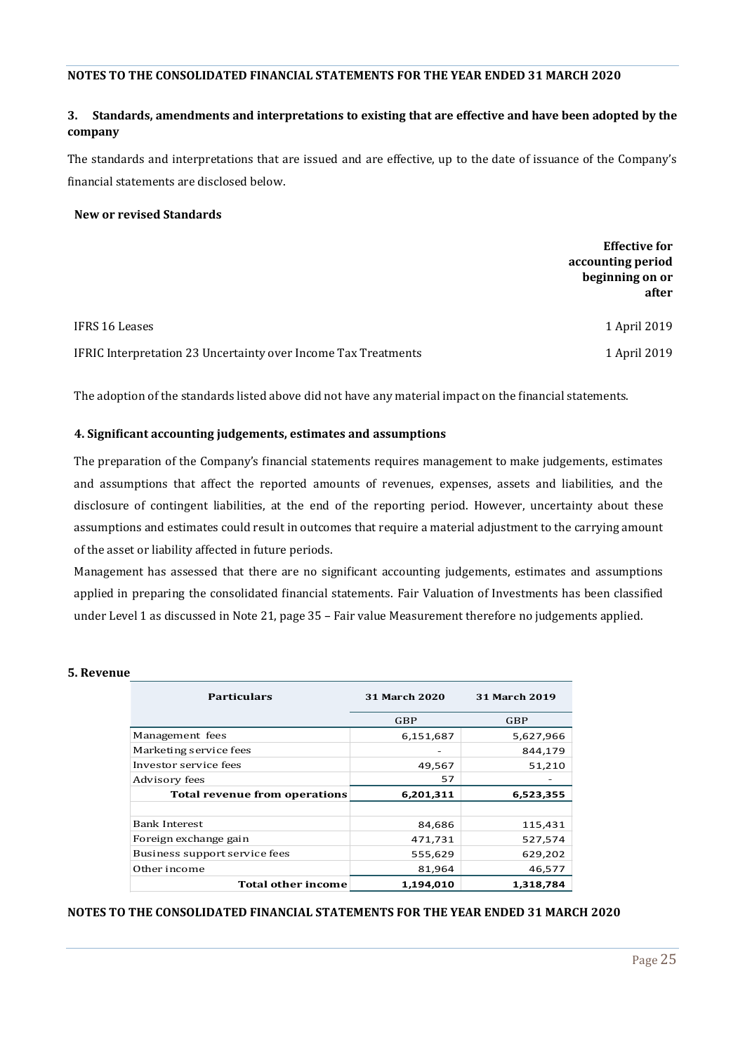## 3. Standards, amendments and interpretations to existing that are effective and have been adopted by the company

The standards and interpretations that are issued and are effective, up to the date of issuance of the Company's financial statements are disclosed below.

**New or revised Standards**

| | Effective for accounting period beginning on or after |
|---|---|
| IFRS 16 Leases | 1 April 2019 |
| IFRIC Interpretation 23 Uncertainty over Income Tax Treatments | 1 April 2019 |

The adoption of the standards listed above did not have any material impact on the financial statements.

## 4. Significant accounting judgements, estimates and assumptions

The preparation of the Company's financial statements requires management to make judgements, estimates and assumptions that affect the reported amounts of revenues, expenses, assets and liabilities, and the disclosure of contingent liabilities, at the end of the reporting period. However, uncertainty about these assumptions and estimates could result in outcomes that require a material adjustment to the carrying amount of the asset or liability affected in future periods.

Management has assessed that there are no significant accounting judgements, estimates and assumptions applied in preparing the consolidated financial statements. Fair Valuation of Investments has been classified under Level 1 as discussed in Note 21, page 35 – Fair value Measurement therefore no judgements applied.

## 5. Revenue

| Particulars | 31 March 2020 | 31 March 2019 |
|---|---|---|
| | GBP | GBP |
| Management fees | 6,151,687 | 5,627,966 |
| Marketing service fees | - | 844,179 |
| Investor service fees | 49,567 | 51,210 |
| Advisory fees | 57 | - |
| **Total revenue from operations** | **6,201,311** | **6,523,355** |
| | | |
| Bank Interest | 84,686 | 115,431 |
| Foreign exchange gain | 471,731 | 527,574 |
| Business support service fees | 555,629 | 629,202 |
| Other income | 81,964 | 46,577 |
| **Total other income** | **1,194,010** | **1,318,784** |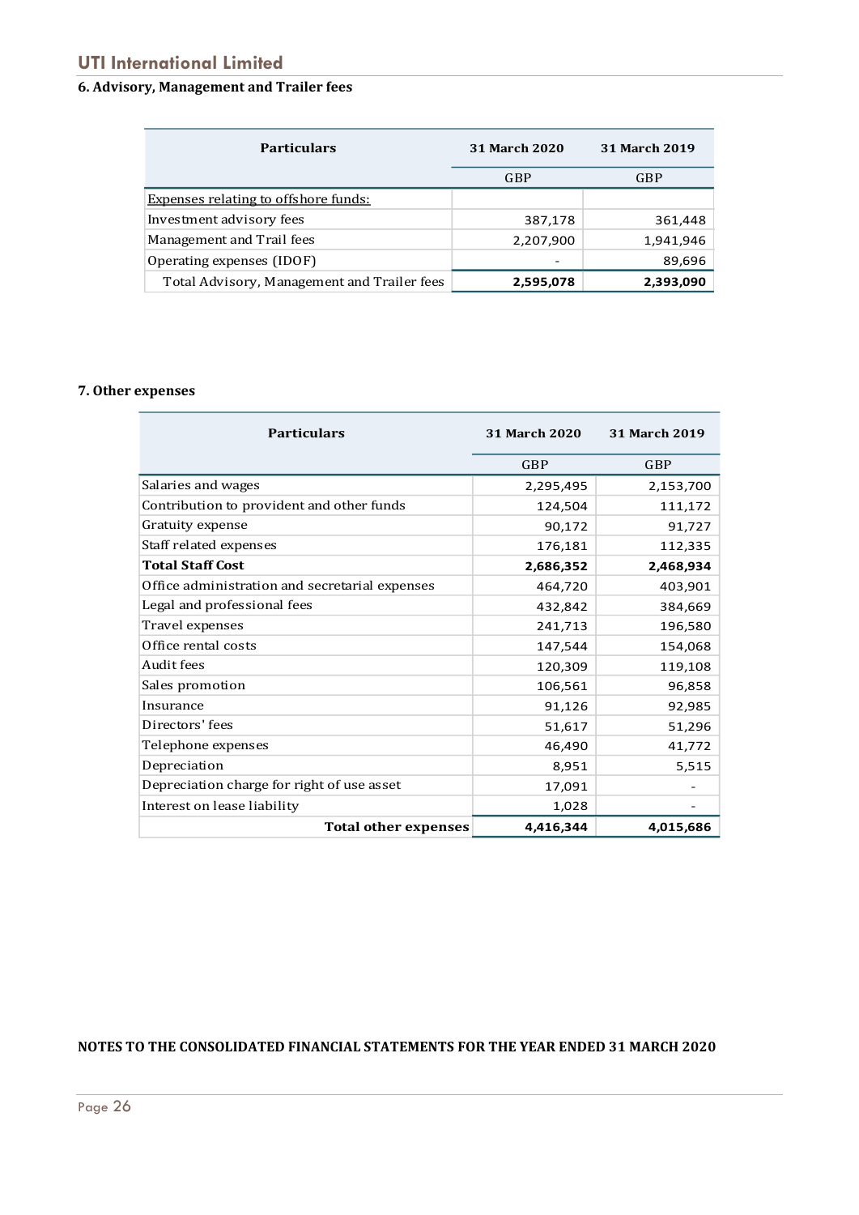### 6. Advisory, Management and Trailer fees

| Particulars | 31 March 2020 | 31 March 2019 |
|---|---|---|
| | GBP | GBP |
| Expenses relating to offshore funds: | | |
| Investment advisory fees | 387,178 | 361,448 |
| Management and Trail fees | 2,207,900 | 1,941,946 |
| Operating expenses (IDOF) | - | 89,696 |
| Total Advisory, Management and Trailer fees | **2,595,078** | **2,393,090** |

### 7. Other expenses

| Particulars | 31 March 2020 | 31 March 2019 |
|---|---|---|
| | GBP | GBP |
| Salaries and wages | 2,295,495 | 2,153,700 |
| Contribution to provident and other funds | 124,504 | 111,172 |
| Gratuity expense | 90,172 | 91,727 |
| Staff related expenses | 176,181 | 112,335 |
| **Total Staff Cost** | **2,686,352** | **2,468,934** |
| Office administration and secretarial expenses | 464,720 | 403,901 |
| Legal and professional fees | 432,842 | 384,669 |
| Travel expenses | 241,713 | 196,580 |
| Office rental costs | 147,544 | 154,068 |
| Audit fees | 120,309 | 119,108 |
| Sales promotion | 106,561 | 96,858 |
| Insurance | 91,126 | 92,985 |
| Directors' fees | 51,617 | 51,296 |
| Telephone expenses | 46,490 | 41,772 |
| Depreciation | 8,951 | 5,515 |
| Depreciation charge for right of use asset | 17,091 | - |
| Interest on lease liability | 1,028 | - |
| **Total other expenses** | **4,416,344** | **4,015,686** |

**NOTES TO THE CONSOLIDATED FINANCIAL STATEMENTS FOR THE YEAR ENDED 31 MARCH 2020**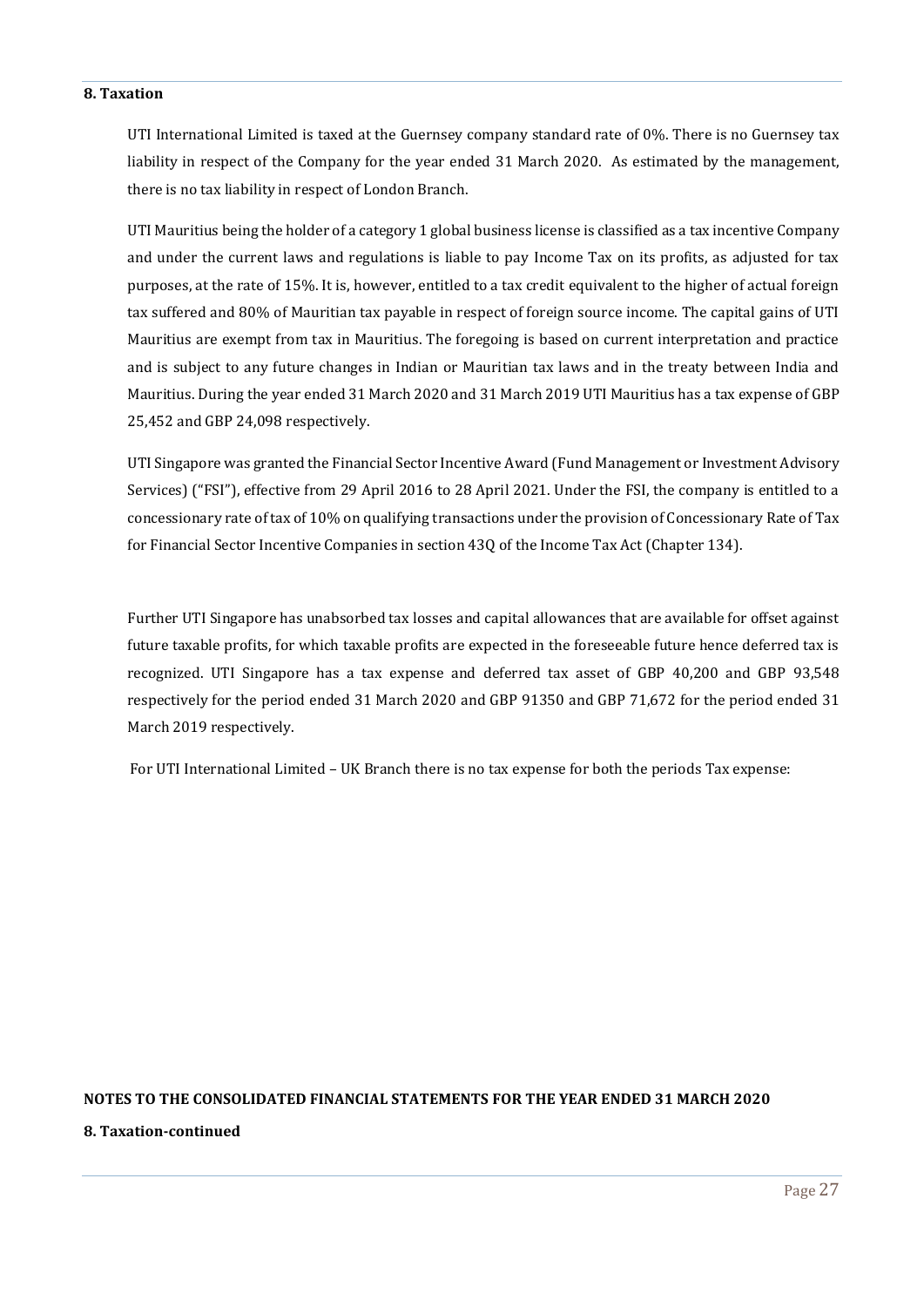### 8. Taxation

UTI International Limited is taxed at the Guernsey company standard rate of 0%. There is no Guernsey tax liability in respect of the Company for the year ended 31 March 2020. As estimated by the management, there is no tax liability in respect of London Branch.

UTI Mauritius being the holder of a category 1 global business license is classified as a tax incentive Company and under the current laws and regulations is liable to pay Income Tax on its profits, as adjusted for tax purposes, at the rate of 15%. It is, however, entitled to a tax credit equivalent to the higher of actual foreign tax suffered and 80% of Mauritian tax payable in respect of foreign source income. The capital gains of UTI Mauritius are exempt from tax in Mauritius. The foregoing is based on current interpretation and practice and is subject to any future changes in Indian or Mauritian tax laws and in the treaty between India and Mauritius. During the year ended 31 March 2020 and 31 March 2019 UTI Mauritius has a tax expense of GBP 25,452 and GBP 24,098 respectively.

UTI Singapore was granted the Financial Sector Incentive Award (Fund Management or Investment Advisory Services) ("FSI"), effective from 29 April 2016 to 28 April 2021. Under the FSI, the company is entitled to a concessionary rate of tax of 10% on qualifying transactions under the provision of Concessionary Rate of Tax for Financial Sector Incentive Companies in section 43Q of the Income Tax Act (Chapter 134).

Further UTI Singapore has unabsorbed tax losses and capital allowances that are available for offset against future taxable profits, for which taxable profits are expected in the foreseeable future hence deferred tax is recognized. UTI Singapore has a tax expense and deferred tax asset of GBP 40,200 and GBP 93,548 respectively for the period ended 31 March 2020 and GBP 91350 and GBP 71,672 for the period ended 31 March 2019 respectively.

For UTI International Limited – UK Branch there is no tax expense for both the periods Tax expense:

**NOTES TO THE CONSOLIDATED FINANCIAL STATEMENTS FOR THE YEAR ENDED 31 MARCH 2020**

**8. Taxation-continued**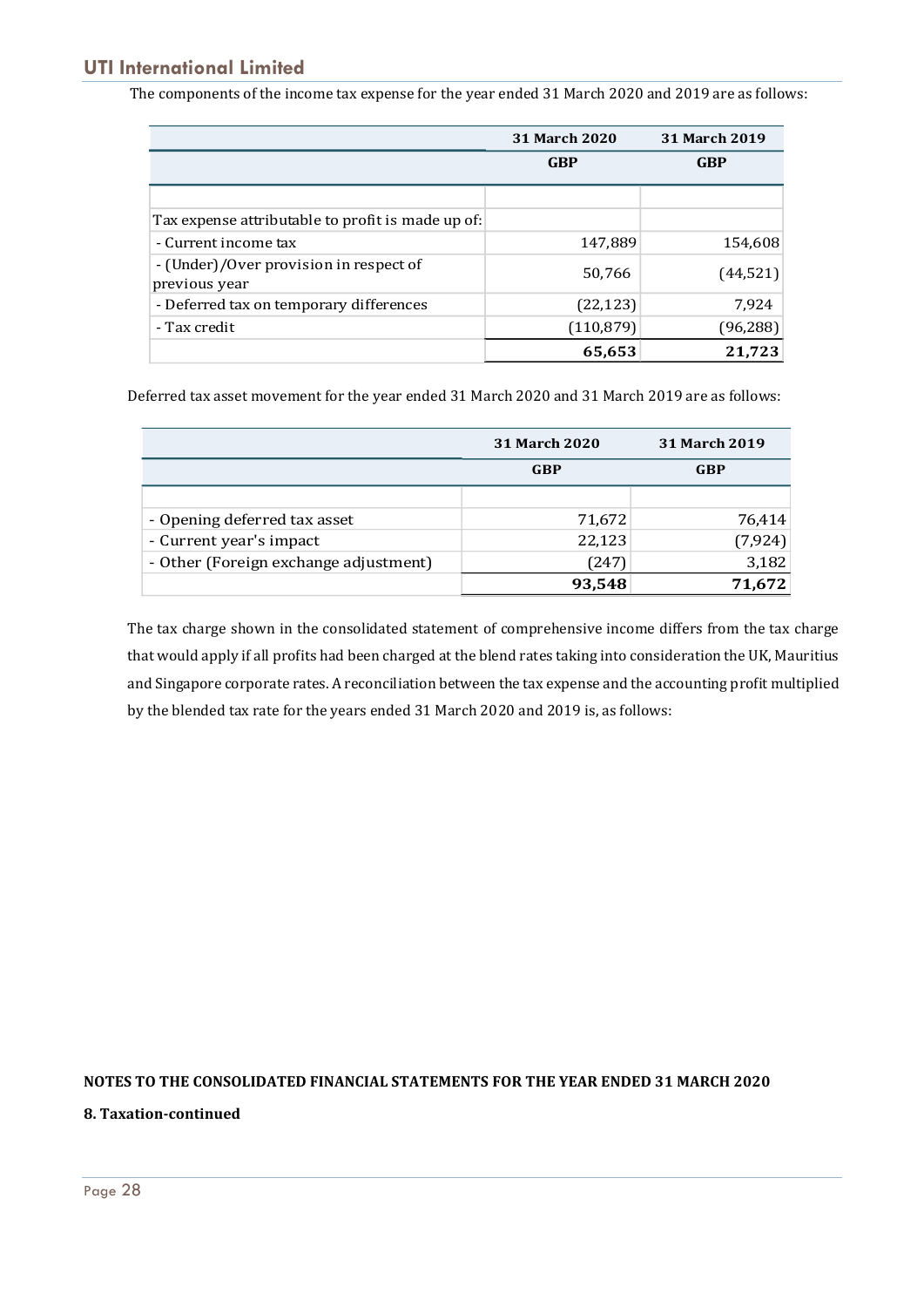The components of the income tax expense for the year ended 31 March 2020 and 2019 are as follows:

| | 31 March 2020 | 31 March 2019 |
|---|---|---|
| | GBP | GBP |
| | | |
| Tax expense attributable to profit is made up of: | | |
| - Current income tax | 147,889 | 154,608 |
| - (Under)/Over provision in respect of previous year | 50,766 | (44,521) |
| - Deferred tax on temporary differences | (22,123) | 7,924 |
| - Tax credit | (110,879) | (96,288) |
| | **65,653** | **21,723** |

Deferred tax asset movement for the year ended 31 March 2020 and 31 March 2019 are as follows:

| | 31 March 2020 | 31 March 2019 |
|---|---|---|
| | GBP | GBP |
| | | |
| - Opening deferred tax asset | 71,672 | 76,414 |
| - Current year's impact | 22,123 | (7,924) |
| - Other (Foreign exchange adjustment) | (247) | 3,182 |
| | **93,548** | **71,672** |

The tax charge shown in the consolidated statement of comprehensive income differs from the tax charge that would apply if all profits had been charged at the blend rates taking into consideration the UK, Mauritius and Singapore corporate rates. A reconciliation between the tax expense and the accounting profit multiplied by the blended tax rate for the years ended 31 March 2020 and 2019 is, as follows:

**NOTES TO THE CONSOLIDATED FINANCIAL STATEMENTS FOR THE YEAR ENDED 31 MARCH 2020**

**8. Taxation-continued**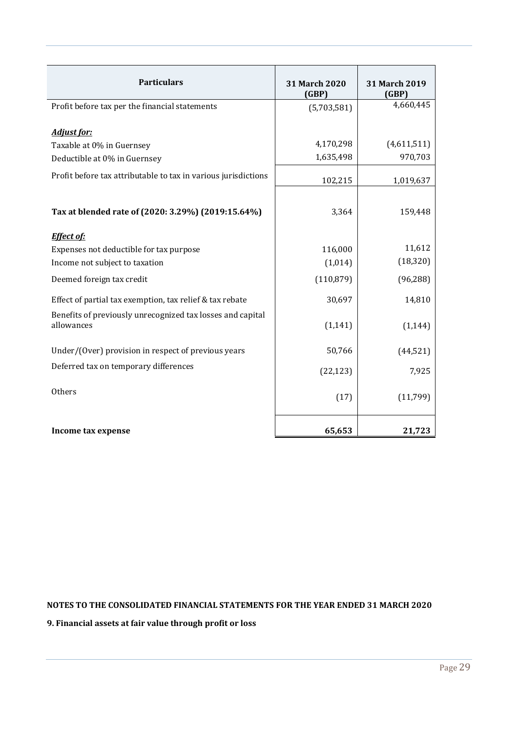| Particulars | 31 March 2020 (GBP) | 31 March 2019 (GBP) |
|---|---|---|
| Profit before tax per the financial statements | (5,703,581) | 4,660,445 |
| ***Adjust for:*** | | |
| Taxable at 0% in Guernsey | 4,170,298 | (4,611,511) |
| Deductible at 0% in Guernsey | 1,635,498 | 970,703 |
| Profit before tax attributable to tax in various jurisdictions | 102,215 | 1,019,637 |
| **Tax at blended rate of (2020: 3.29%) (2019:15.64%)** | 3,364 | 159,448 |
| ***Effect of:*** | | |
| Expenses not deductible for tax purpose | 116,000 | 11,612 |
| Income not subject to taxation | (1,014) | (18,320) |
| Deemed foreign tax credit | (110,879) | (96,288) |
| Effect of partial tax exemption, tax relief & tax rebate | 30,697 | 14,810 |
| Benefits of previously unrecognized tax losses and capital allowances | (1,141) | (1,144) |
| Under/(Over) provision in respect of previous years | 50,766 | (44,521) |
| Deferred tax on temporary differences | (22,123) | 7,925 |
| Others | (17) | (11,799) |
| **Income tax expense** | **65,653** | **21,723** |

**NOTES TO THE CONSOLIDATED FINANCIAL STATEMENTS FOR THE YEAR ENDED 31 MARCH 2020**

**9. Financial assets at fair value through profit or loss**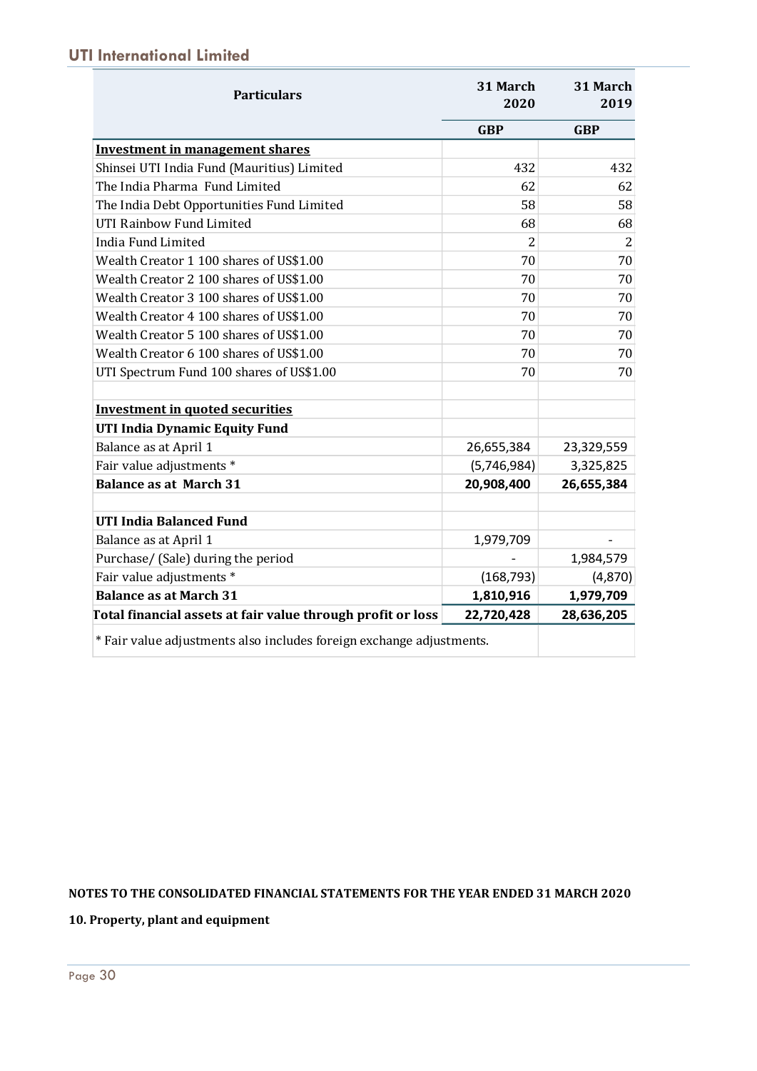| Particulars | 31 March 2020 | 31 March 2019 |
|---|---|---|
| | **GBP** | **GBP** |
| **Investment in management shares** | | |
| Shinsei UTI India Fund (Mauritius) Limited | 432 | 432 |
| The India Pharma Fund Limited | 62 | 62 |
| The India Debt Opportunities Fund Limited | 58 | 58 |
| UTI Rainbow Fund Limited | 68 | 68 |
| India Fund Limited | 2 | 2 |
| Wealth Creator 1 100 shares of US$1.00 | 70 | 70 |
| Wealth Creator 2 100 shares of US$1.00 | 70 | 70 |
| Wealth Creator 3 100 shares of US$1.00 | 70 | 70 |
| Wealth Creator 4 100 shares of US$1.00 | 70 | 70 |
| Wealth Creator 5 100 shares of US$1.00 | 70 | 70 |
| Wealth Creator 6 100 shares of US$1.00 | 70 | 70 |
| UTI Spectrum Fund 100 shares of US$1.00 | 70 | 70 |
| | | |
| **Investment in quoted securities** | | |
| **UTI India Dynamic Equity Fund** | | |
| Balance as at April 1 | 26,655,384 | 23,329,559 |
| Fair value adjustments * | (5,746,984) | 3,325,825 |
| **Balance as at March 31** | **20,908,400** | **26,655,384** |
| | | |
| **UTI India Balanced Fund** | | |
| Balance as at April 1 | 1,979,709 | - |
| Purchase/ (Sale) during the period | - | 1,984,579 |
| Fair value adjustments * | (168,793) | (4,870) |
| **Balance as at March 31** | **1,810,916** | **1,979,709** |
| **Total financial assets at fair value through profit or loss** | **22,720,428** | **28,636,205** |

\* Fair value adjustments also includes foreign exchange adjustments.

**NOTES TO THE CONSOLIDATED FINANCIAL STATEMENTS FOR THE YEAR ENDED 31 MARCH 2020**

**10. Property, plant and equipment**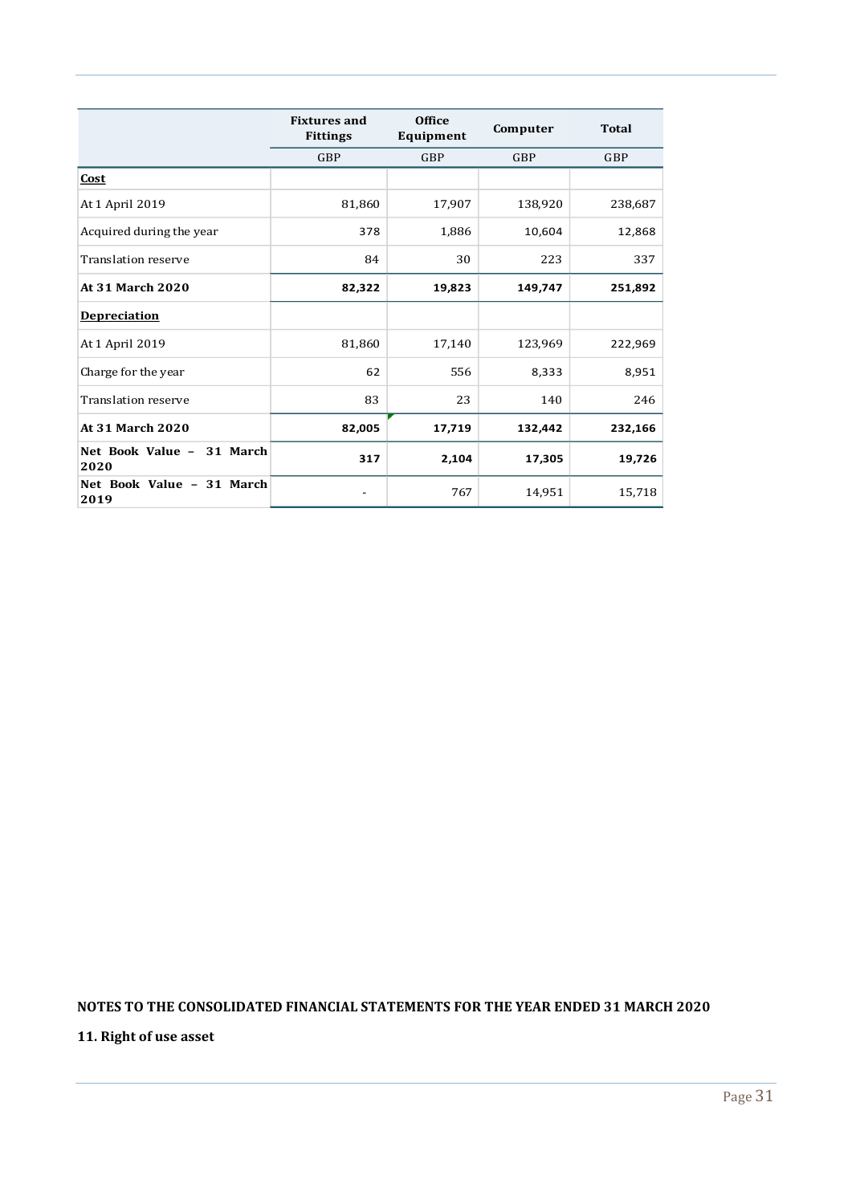| | Fixtures and Fittings | Office Equipment | Computer | Total |
|---|---|---|---|---|
| | GBP | GBP | GBP | GBP |
| **Cost** | | | | |
| At 1 April 2019 | 81,860 | 17,907 | 138,920 | 238,687 |
| Acquired during the year | 378 | 1,886 | 10,604 | 12,868 |
| Translation reserve | 84 | 30 | 223 | 337 |
| **At 31 March 2020** | **82,322** | **19,823** | **149,747** | **251,892** |
| **Depreciation** | | | | |
| At 1 April 2019 | 81,860 | 17,140 | 123,969 | 222,969 |
| Charge for the year | 62 | 556 | 8,333 | 8,951 |
| Translation reserve | 83 | 23 | 140 | 246 |
| **At 31 March 2020** | **82,005** | **17,719** | **132,442** | **232,166** |
| **Net Book Value – 31 March 2020** | **317** | **2,104** | **17,305** | **19,726** |
| **Net Book Value – 31 March 2019** | - | 767 | 14,951 | 15,718 |

**NOTES TO THE CONSOLIDATED FINANCIAL STATEMENTS FOR THE YEAR ENDED 31 MARCH 2020**

## 11. Right of use asset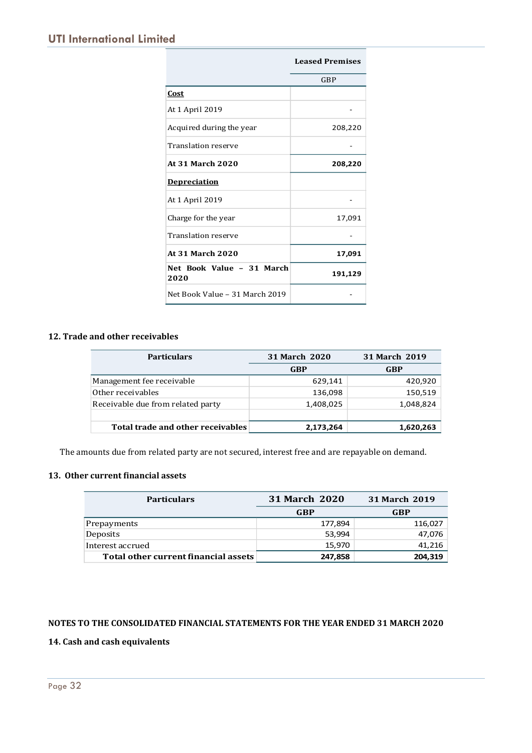| | Leased Premises |
|---|---|
| | GBP |
| **Cost** | |
| At 1 April 2019 | - |
| Acquired during the year | 208,220 |
| Translation reserve | - |
| **At 31 March 2020** | **208,220** |
| **Depreciation** | |
| At 1 April 2019 | - |
| Charge for the year | 17,091 |
| Translation reserve | - |
| **At 31 March 2020** | **17,091** |
| **Net Book Value – 31 March 2020** | **191,129** |
| Net Book Value – 31 March 2019 | - |

### 12. Trade and other receivables

| Particulars | 31 March 2020 | 31 March 2019 |
|---|---|---|
| | GBP | GBP |
| Management fee receivable | 629,141 | 420,920 |
| Other receivables | 136,098 | 150,519 |
| Receivable due from related party | 1,408,025 | 1,048,824 |
| | | |
| **Total trade and other receivables** | **2,173,264** | **1,620,263** |

The amounts due from related party are not secured, interest free and are repayable on demand.

### 13. Other current financial assets

| Particulars | 31 March 2020 | 31 March 2019 |
|---|---|---|
| | GBP | GBP |
| Prepayments | 177,894 | 116,027 |
| Deposits | 53,994 | 47,076 |
| Interest accrued | 15,970 | 41,216 |
| **Total other current financial assets** | **247,858** | **204,319** |

**NOTES TO THE CONSOLIDATED FINANCIAL STATEMENTS FOR THE YEAR ENDED 31 MARCH 2020**

### 14. Cash and cash equivalents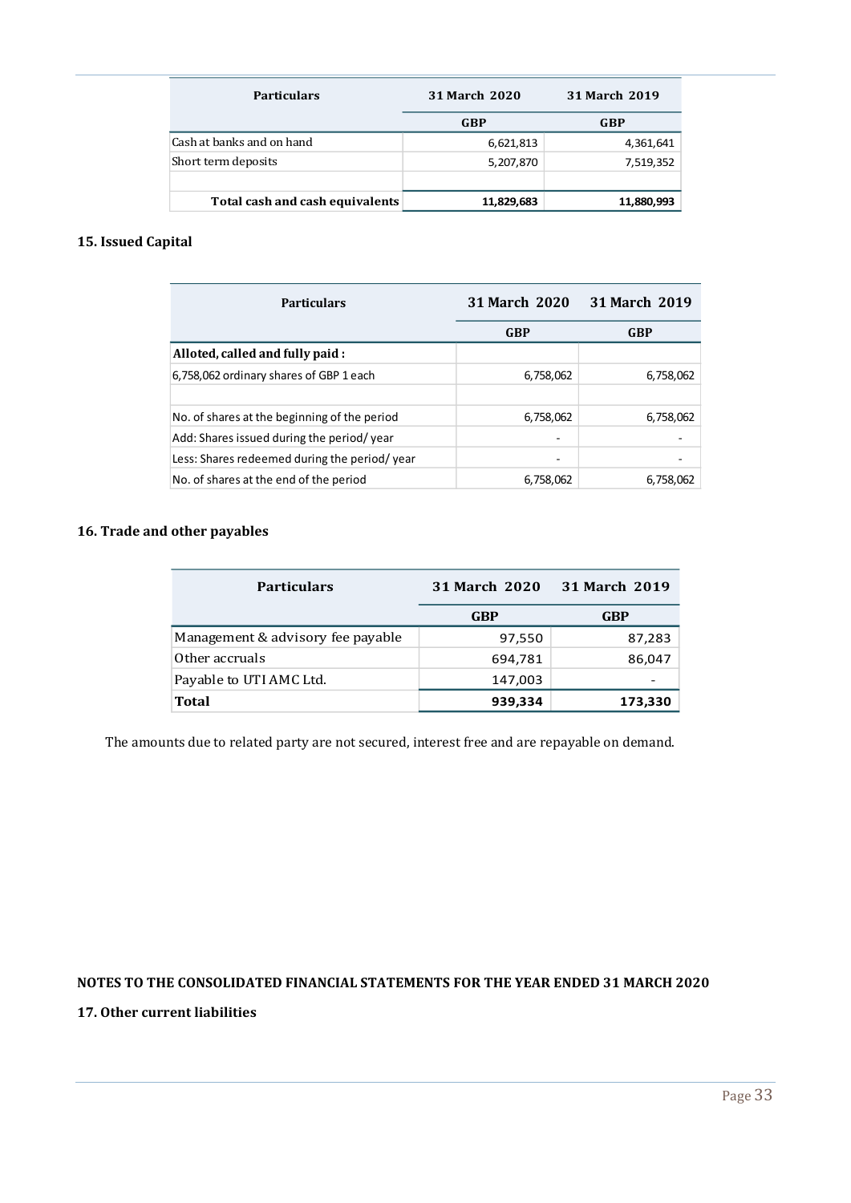| Particulars | 31 March 2020 | 31 March 2019 |
|---|---|---|
| | GBP | GBP |
| Cash at banks and on hand | 6,621,813 | 4,361,641 |
| Short term deposits | 5,207,870 | 7,519,352 |
| | | |
| **Total cash and cash equivalents** | **11,829,683** | **11,880,993** |

### 15. Issued Capital

| Particulars | 31 March 2020 | 31 March 2019 |
|---|---|---|
| | GBP | GBP |
| **Alloted, called and fully paid :** | | |
| 6,758,062 ordinary shares of GBP 1 each | 6,758,062 | 6,758,062 |
| | | |
| No. of shares at the beginning of the period | 6,758,062 | 6,758,062 |
| Add: Shares issued during the period/ year | - | - |
| Less: Shares redeemed during the period/ year | - | - |
| No. of shares at the end of the period | 6,758,062 | 6,758,062 |

### 16. Trade and other payables

| Particulars | 31 March 2020 | 31 March 2019 |
|---|---|---|
| | GBP | GBP |
| Management & advisory fee payable | 97,550 | 87,283 |
| Other accruals | 694,781 | 86,047 |
| Payable to UTI AMC Ltd. | 147,003 | - |
| **Total** | **939,334** | **173,330** |

The amounts due to related party are not secured, interest free and are repayable on demand.

**NOTES TO THE CONSOLIDATED FINANCIAL STATEMENTS FOR THE YEAR ENDED 31 MARCH 2020**

### 17. Other current liabilities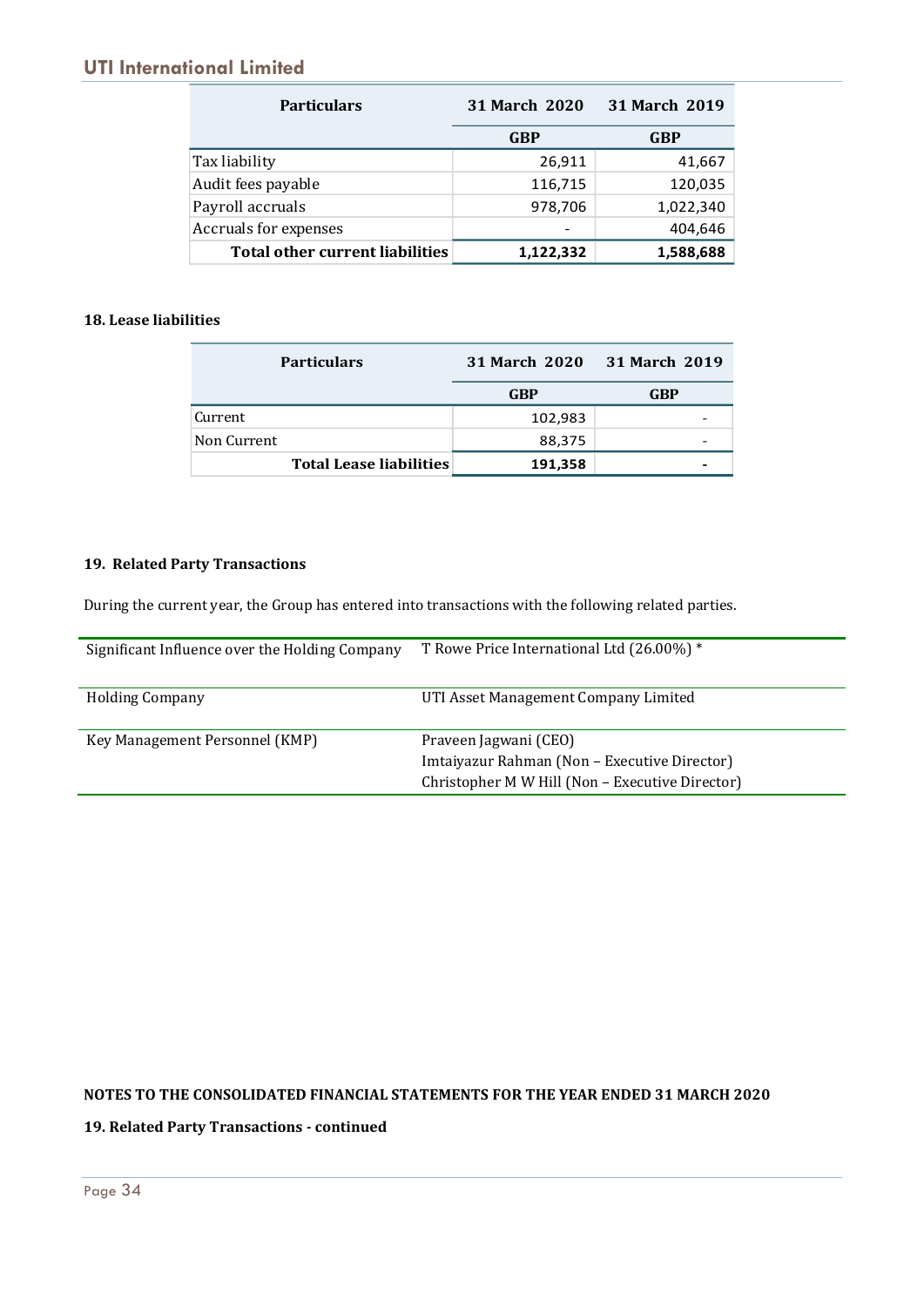| Particulars | 31 March 2020 | 31 March 2019 |
|---|---|---|
| | GBP | GBP |
| Tax liability | 26,911 | 41,667 |
| Audit fees payable | 116,715 | 120,035 |
| Payroll accruals | 978,706 | 1,022,340 |
| Accruals for expenses | - | 404,646 |
| **Total other current liabilities** | **1,122,332** | **1,588,688** |

**18. Lease liabilities**

| Particulars | 31 March 2020 | 31 March 2019 |
|---|---|---|
| | GBP | GBP |
| Current | 102,983 | - |
| Non Current | 88,375 | - |
| **Total Lease liabilities** | **191,358** | **-** |

**19. Related Party Transactions**

During the current year, the Group has entered into transactions with the following related parties.

| | |
|---|---|
| Significant Influence over the Holding Company | T Rowe Price International Ltd (26.00%) * |
| Holding Company | UTI Asset Management Company Limited |
| Key Management Personnel (KMP) | Praveen Jagwani (CEO)<br>Imtaiyazur Rahman (Non – Executive Director)<br>Christopher M W Hill (Non – Executive Director) |

**NOTES TO THE CONSOLIDATED FINANCIAL STATEMENTS FOR THE YEAR ENDED 31 MARCH 2020**

**19. Related Party Transactions - continued**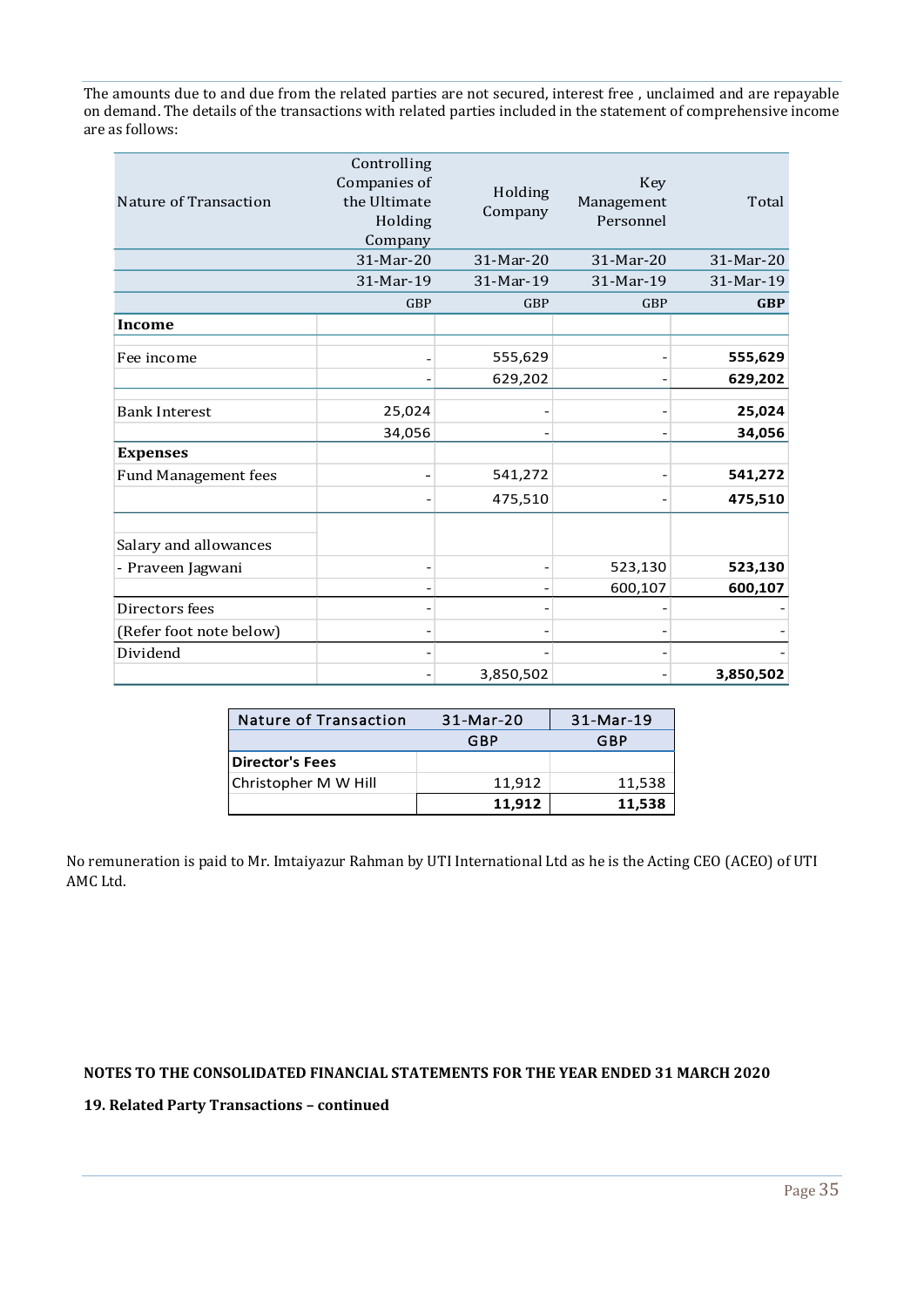The amounts due to and due from the related parties are not secured, interest free , unclaimed and are repayable on demand. The details of the transactions with related parties included in the statement of comprehensive income are as follows:

| Nature of Transaction | Controlling Companies of the Ultimate Holding Company | Holding Company | Key Management Personnel | Total |
|---|---|---|---|---|
| | 31-Mar-20 | 31-Mar-20 | 31-Mar-20 | 31-Mar-20 |
| | 31-Mar-19 | 31-Mar-19 | 31-Mar-19 | 31-Mar-19 |
| | GBP | GBP | GBP | **GBP** |
| **Income** | | | | |
| Fee income | - | 555,629 | - | **555,629** |
| | - | 629,202 | - | **629,202** |
| Bank Interest | 25,024 | - | - | **25,024** |
| | 34,056 | - | - | **34,056** |
| **Expenses** | | | | |
| Fund Management fees | - | 541,272 | - | **541,272** |
| | - | 475,510 | - | **475,510** |
| Salary and allowances | | | | |
| - Praveen Jagwani | - | - | 523,130 | **523,130** |
| | - | - | 600,107 | **600,107** |
| Directors fees | - | - | - | - |
| (Refer foot note below) | - | - | - | - |
| Dividend | - | - | - | - |
| | - | 3,850,502 | - | **3,850,502** |

| Nature of Transaction | 31-Mar-20 | 31-Mar-19 |
|---|---|---|
| | GBP | GBP |
| **Director's Fees** | | |
| Christopher M W Hill | 11,912 | 11,538 |
| | **11,912** | **11,538** |

No remuneration is paid to Mr. Imtaiyazur Rahman by UTI International Ltd as he is the Acting CEO (ACEO) of UTI AMC Ltd.

**NOTES TO THE CONSOLIDATED FINANCIAL STATEMENTS FOR THE YEAR ENDED 31 MARCH 2020**

**19. Related Party Transactions – continued**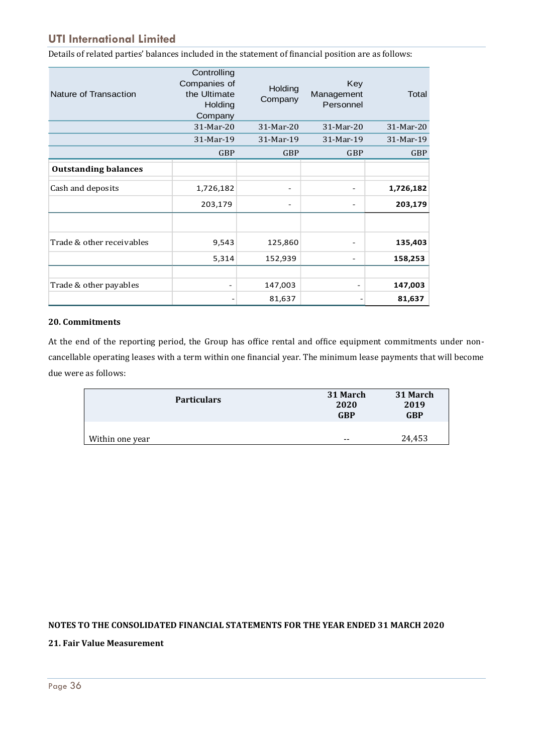Details of related parties' balances included in the statement of financial position are as follows:

| Nature of Transaction | Controlling Companies of the Ultimate Holding Company | Holding Company | Key Management Personnel | Total |
|---|---|---|---|---|
| | 31-Mar-20 | 31-Mar-20 | 31-Mar-20 | 31-Mar-20 |
| | 31-Mar-19 | 31-Mar-19 | 31-Mar-19 | 31-Mar-19 |
| | GBP | GBP | GBP | GBP |
| **Outstanding balances** | | | | |
| Cash and deposits | 1,726,182 | - | - | **1,726,182** |
| | 203,179 | - | - | **203,179** |
| | | | | |
| Trade & other receivables | 9,543 | 125,860 | - | **135,403** |
| | 5,314 | 152,939 | - | **158,253** |
| | | | | |
| Trade & other payables | - | 147,003 | - | **147,003** |
| | - | 81,637 | - | **81,637** |

**20. Commitments**

At the end of the reporting period, the Group has office rental and office equipment commitments under non-cancellable operating leases with a term within one financial year. The minimum lease payments that will become due were as follows:

| Particulars | 31 March 2020 GBP | 31 March 2019 GBP |
|---|---|---|
| Within one year | -- | 24,453 |

**NOTES TO THE CONSOLIDATED FINANCIAL STATEMENTS FOR THE YEAR ENDED 31 MARCH 2020**

**21. Fair Value Measurement**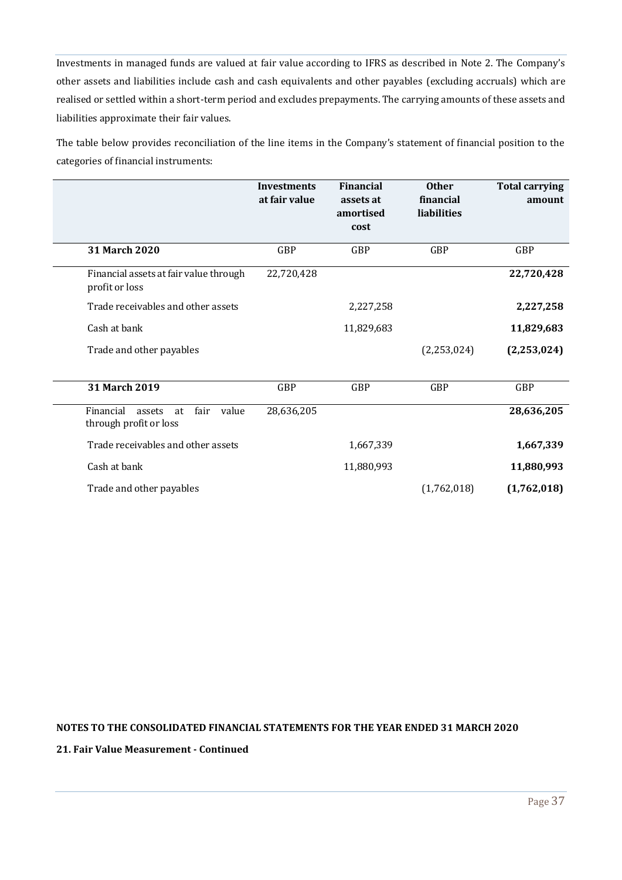Investments in managed funds are valued at fair value according to IFRS as described in Note 2. The Company's other assets and liabilities include cash and cash equivalents and other payables (excluding accruals) which are realised or settled within a short-term period and excludes prepayments. The carrying amounts of these assets and liabilities approximate their fair values.

The table below provides reconciliation of the line items in the Company's statement of financial position to the categories of financial instruments:

| | **Investments at fair value** | **Financial assets at amortised cost** | **Other financial liabilities** | **Total carrying amount** |
|---|---|---|---|---|
| **31 March 2020** | GBP | GBP | GBP | GBP |
| Financial assets at fair value through profit or loss | 22,720,428 | | | **22,720,428** |
| Trade receivables and other assets | | 2,227,258 | | **2,227,258** |
| Cash at bank | | 11,829,683 | | **11,829,683** |
| Trade and other payables | | | (2,253,024) | **(2,253,024)** |
| **31 March 2019** | GBP | GBP | GBP | GBP |
| Financial assets at fair value through profit or loss | 28,636,205 | | | **28,636,205** |
| Trade receivables and other assets | | 1,667,339 | | **1,667,339** |
| Cash at bank | | 11,880,993 | | **11,880,993** |
| Trade and other payables | | | (1,762,018) | **(1,762,018)** |

**NOTES TO THE CONSOLIDATED FINANCIAL STATEMENTS FOR THE YEAR ENDED 31 MARCH 2020**

**21. Fair Value Measurement - Continued**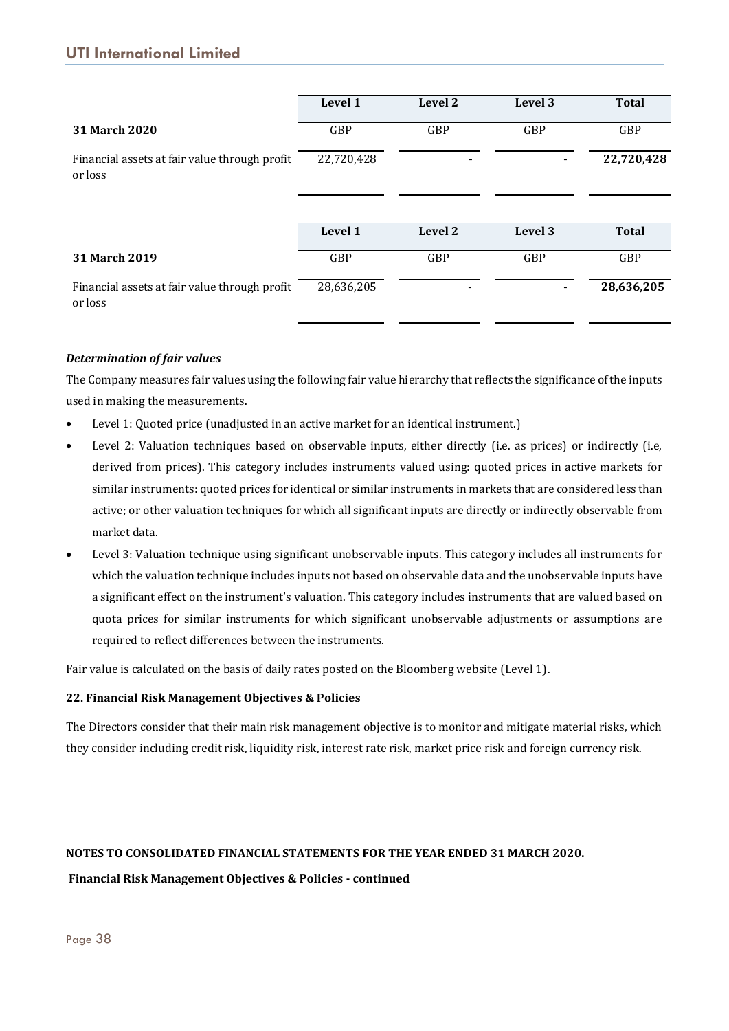| | Level 1 | Level 2 | Level 3 | Total |
|---|---|---|---|---|
| **31 March 2020** | GBP | GBP | GBP | GBP |
| Financial assets at fair value through profit or loss | 22,720,428 | - | - | **22,720,428** |

| | Level 1 | Level 2 | Level 3 | Total |
|---|---|---|---|---|
| **31 March 2019** | GBP | GBP | GBP | GBP |
| Financial assets at fair value through profit or loss | 28,636,205 | - | - | **28,636,205** |

***Determination of fair values***

The Company measures fair values using the following fair value hierarchy that reflects the significance of the inputs used in making the measurements.

- Level 1: Quoted price (unadjusted in an active market for an identical instrument.)
- Level 2: Valuation techniques based on observable inputs, either directly (i.e. as prices) or indirectly (i.e, derived from prices). This category includes instruments valued using: quoted prices in active markets for similar instruments: quoted prices for identical or similar instruments in markets that are considered less than active; or other valuation techniques for which all significant inputs are directly or indirectly observable from market data.
- Level 3: Valuation technique using significant unobservable inputs. This category includes all instruments for which the valuation technique includes inputs not based on observable data and the unobservable inputs have a significant effect on the instrument's valuation. This category includes instruments that are valued based on quota prices for similar instruments for which significant unobservable adjustments or assumptions are required to reflect differences between the instruments.

Fair value is calculated on the basis of daily rates posted on the Bloomberg website (Level 1).

**22. Financial Risk Management Objectives & Policies**

The Directors consider that their main risk management objective is to monitor and mitigate material risks, which they consider including credit risk, liquidity risk, interest rate risk, market price risk and foreign currency risk.

**NOTES TO CONSOLIDATED FINANCIAL STATEMENTS FOR THE YEAR ENDED 31 MARCH 2020.**

**Financial Risk Management Objectives & Policies - continued**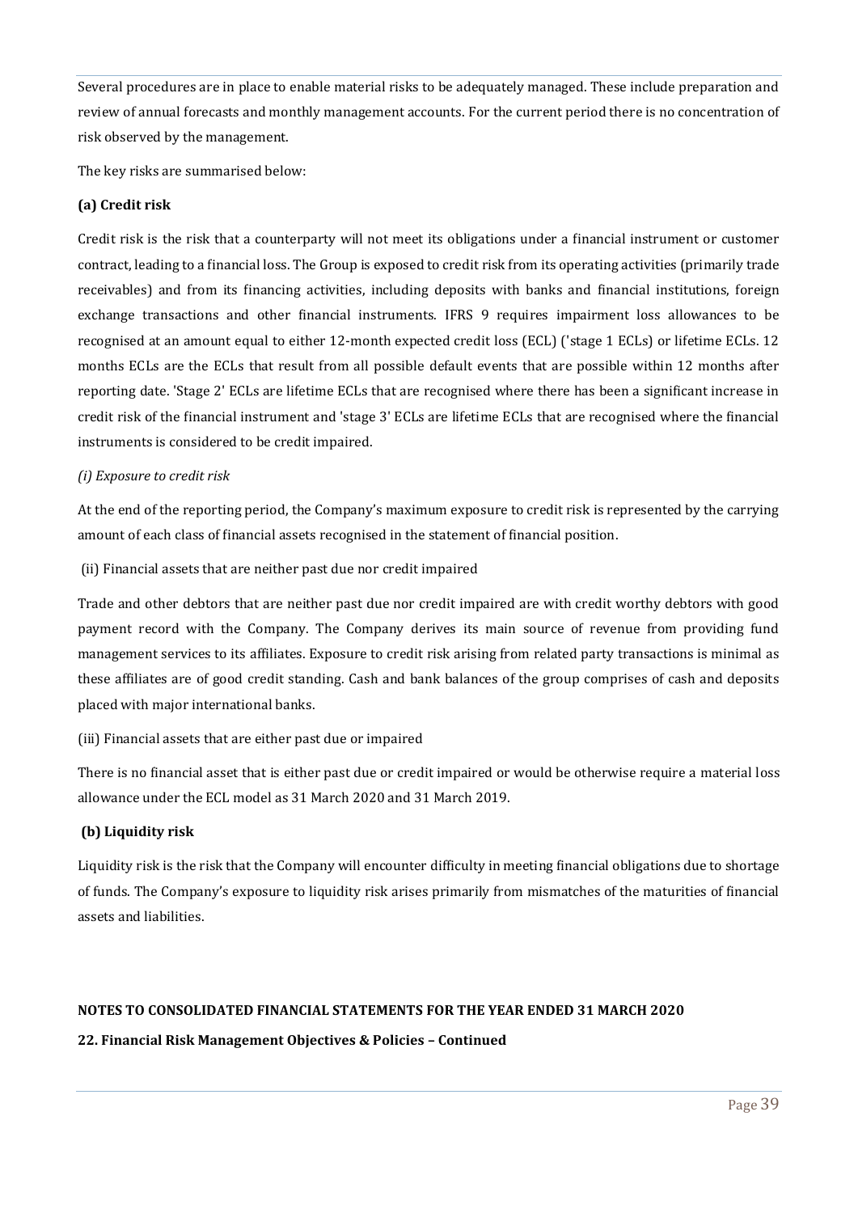Several procedures are in place to enable material risks to be adequately managed. These include preparation and review of annual forecasts and monthly management accounts. For the current period there is no concentration of risk observed by the management.

The key risks are summarised below:

**(a) Credit risk**

Credit risk is the risk that a counterparty will not meet its obligations under a financial instrument or customer contract, leading to a financial loss. The Group is exposed to credit risk from its operating activities (primarily trade receivables) and from its financing activities, including deposits with banks and financial institutions, foreign exchange transactions and other financial instruments. IFRS 9 requires impairment loss allowances to be recognised at an amount equal to either 12-month expected credit loss (ECL) ('stage 1 ECLs) or lifetime ECLs. 12 months ECLs are the ECLs that result from all possible default events that are possible within 12 months after reporting date. 'Stage 2' ECLs are lifetime ECLs that are recognised where there has been a significant increase in credit risk of the financial instrument and 'stage 3' ECLs are lifetime ECLs that are recognised where the financial instruments is considered to be credit impaired.

*(i) Exposure to credit risk*

At the end of the reporting period, the Company's maximum exposure to credit risk is represented by the carrying amount of each class of financial assets recognised in the statement of financial position.

(ii) Financial assets that are neither past due nor credit impaired

Trade and other debtors that are neither past due nor credit impaired are with credit worthy debtors with good payment record with the Company. The Company derives its main source of revenue from providing fund management services to its affiliates. Exposure to credit risk arising from related party transactions is minimal as these affiliates are of good credit standing. Cash and bank balances of the group comprises of cash and deposits placed with major international banks.

(iii) Financial assets that are either past due or impaired

There is no financial asset that is either past due or credit impaired or would be otherwise require a material loss allowance under the ECL model as 31 March 2020 and 31 March 2019.

**(b) Liquidity risk**

Liquidity risk is the risk that the Company will encounter difficulty in meeting financial obligations due to shortage of funds. The Company's exposure to liquidity risk arises primarily from mismatches of the maturities of financial assets and liabilities.

**NOTES TO CONSOLIDATED FINANCIAL STATEMENTS FOR THE YEAR ENDED 31 MARCH 2020**

**22. Financial Risk Management Objectives & Policies – Continued**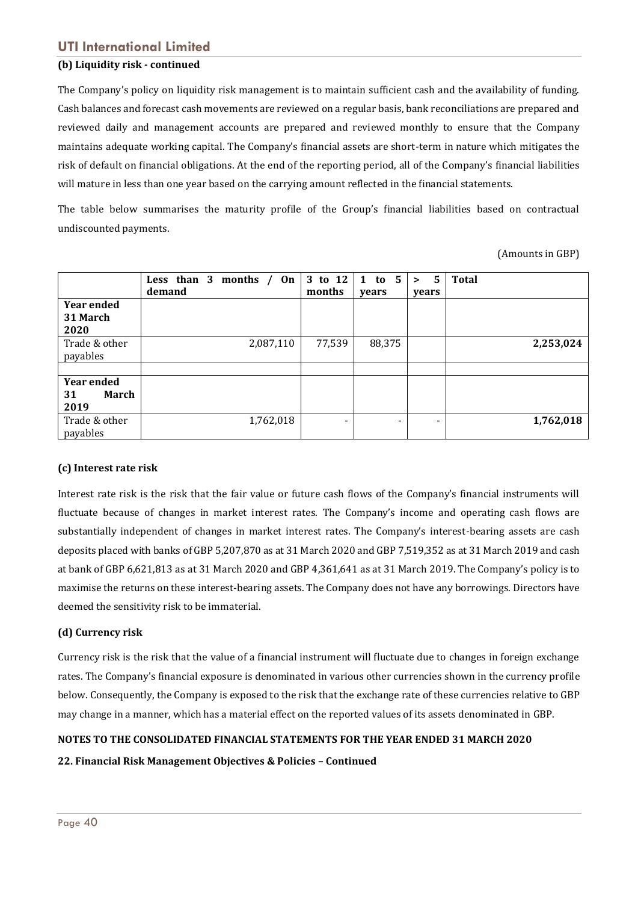**(b) Liquidity risk - continued**

The Company's policy on liquidity risk management is to maintain sufficient cash and the availability of funding. Cash balances and forecast cash movements are reviewed on a regular basis, bank reconciliations are prepared and reviewed daily and management accounts are prepared and reviewed monthly to ensure that the Company maintains adequate working capital. The Company's financial assets are short-term in nature which mitigates the risk of default on financial obligations. At the end of the reporting period, all of the Company's financial liabilities will mature in less than one year based on the carrying amount reflected in the financial statements.

The table below summarises the maturity profile of the Group's financial liabilities based on contractual undiscounted payments.

(Amounts in GBP)

| | Less than 3 months / On demand | 3 to 12 months | 1 to 5 years | > 5 years | Total |
|---|---|---|---|---|---|
| **Year ended 31 March 2020** | | | | | |
| Trade & other payables | 2,087,110 | 77,539 | 88,375 | | **2,253,024** |
| | | | | | |
| **Year ended 31 March 2019** | | | | | |
| Trade & other payables | 1,762,018 | - | - | - | **1,762,018** |

**(c) Interest rate risk**

Interest rate risk is the risk that the fair value or future cash flows of the Company's financial instruments will fluctuate because of changes in market interest rates. The Company's income and operating cash flows are substantially independent of changes in market interest rates. The Company's interest-bearing assets are cash deposits placed with banks of GBP 5,207,870 as at 31 March 2020 and GBP 7,519,352 as at 31 March 2019 and cash at bank of GBP 6,621,813 as at 31 March 2020 and GBP 4,361,641 as at 31 March 2019. The Company's policy is to maximise the returns on these interest-bearing assets. The Company does not have any borrowings. Directors have deemed the sensitivity risk to be immaterial.

**(d) Currency risk**

Currency risk is the risk that the value of a financial instrument will fluctuate due to changes in foreign exchange rates. The Company's financial exposure is denominated in various other currencies shown in the currency profile below. Consequently, the Company is exposed to the risk that the exchange rate of these currencies relative to GBP may change in a manner, which has a material effect on the reported values of its assets denominated in GBP.

**NOTES TO THE CONSOLIDATED FINANCIAL STATEMENTS FOR THE YEAR ENDED 31 MARCH 2020**

**22. Financial Risk Management Objectives & Policies – Continued**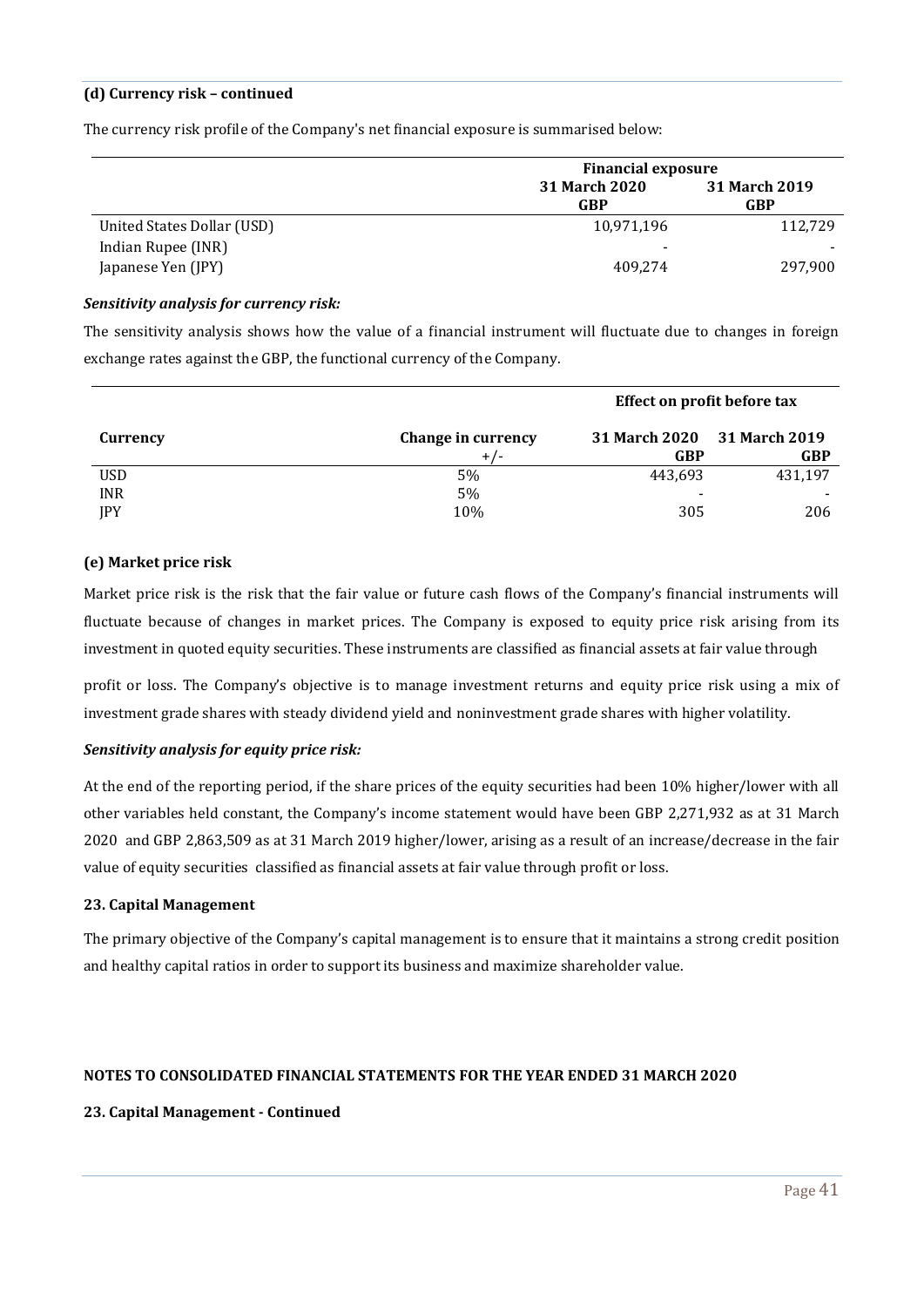#### (d) Currency risk – continued

The currency risk profile of the Company's net financial exposure is summarised below:

| | Financial exposure | |
|---|---|---|
| | 31 March 2020<br>GBP | 31 March 2019<br>GBP |
| United States Dollar (USD) | 10,971,196 | 112,729 |
| Indian Rupee (INR) | - | - |
| Japanese Yen (JPY) | 409,274 | 297,900 |

***Sensitivity analysis for currency risk:***

The sensitivity analysis shows how the value of a financial instrument will fluctuate due to changes in foreign exchange rates against the GBP, the functional currency of the Company.

| | | Effect on profit before tax | |
|---|---|---|---|
| Currency | Change in currency<br>+/- | 31 March 2020<br>GBP | 31 March 2019<br>GBP |
| USD | 5% | 443,693 | 431,197 |
| INR | 5% | - | - |
| JPY | 10% | 305 | 206 |

#### (e) Market price risk

Market price risk is the risk that the fair value or future cash flows of the Company's financial instruments will fluctuate because of changes in market prices. The Company is exposed to equity price risk arising from its investment in quoted equity securities. These instruments are classified as financial assets at fair value through

profit or loss. The Company's objective is to manage investment returns and equity price risk using a mix of investment grade shares with steady dividend yield and noninvestment grade shares with higher volatility.

***Sensitivity analysis for equity price risk:***

At the end of the reporting period, if the share prices of the equity securities had been 10% higher/lower with all other variables held constant, the Company's income statement would have been GBP 2,271,932 as at 31 March 2020 and GBP 2,863,509 as at 31 March 2019 higher/lower, arising as a result of an increase/decrease in the fair value of equity securities classified as financial assets at fair value through profit or loss.

### 23. Capital Management

The primary objective of the Company's capital management is to ensure that it maintains a strong credit position and healthy capital ratios in order to support its business and maximize shareholder value.

**NOTES TO CONSOLIDATED FINANCIAL STATEMENTS FOR THE YEAR ENDED 31 MARCH 2020**

### 23. Capital Management - Continued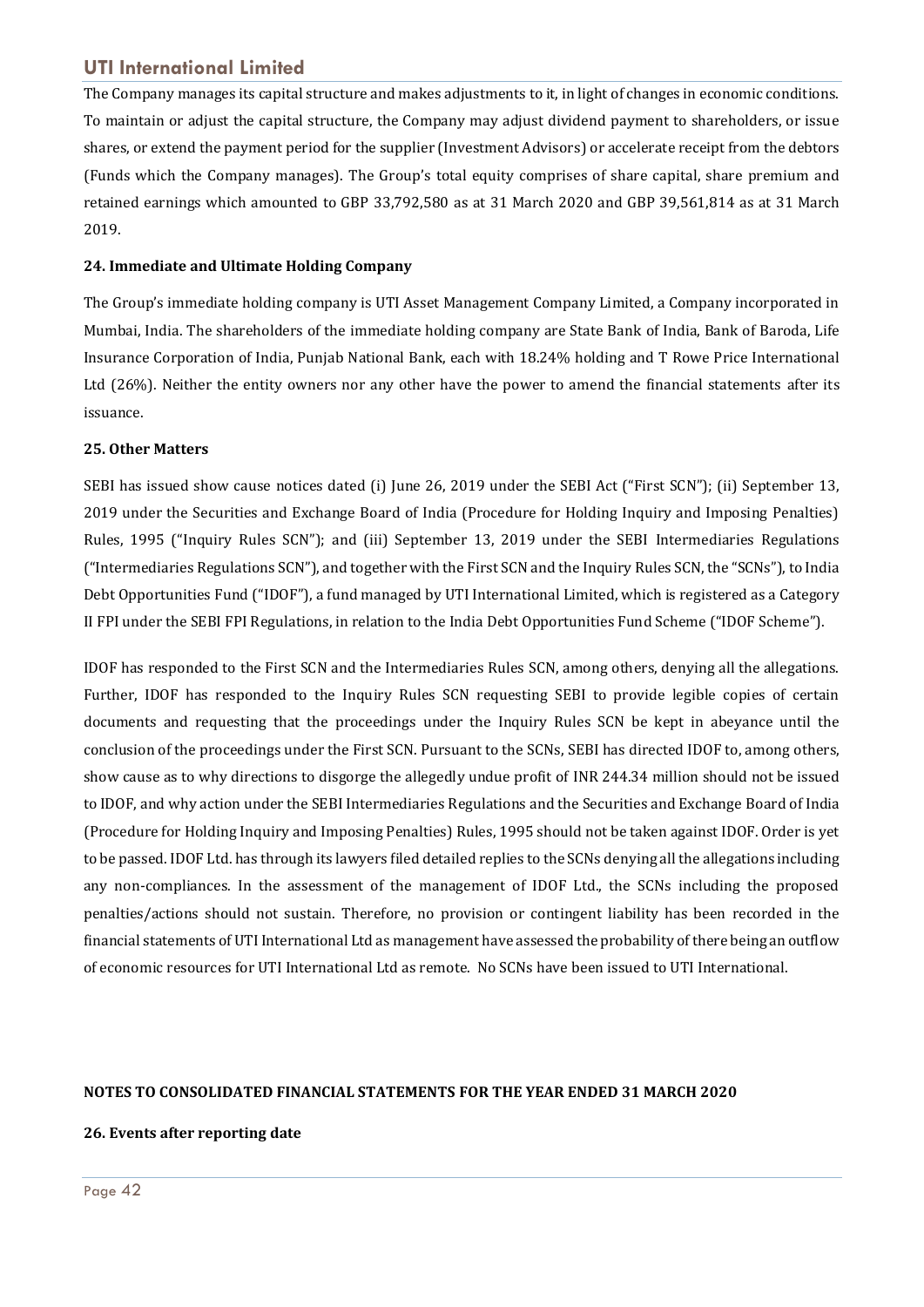The Company manages its capital structure and makes adjustments to it, in light of changes in economic conditions. To maintain or adjust the capital structure, the Company may adjust dividend payment to shareholders, or issue shares, or extend the payment period for the supplier (Investment Advisors) or accelerate receipt from the debtors (Funds which the Company manages). The Group's total equity comprises of share capital, share premium and retained earnings which amounted to GBP 33,792,580 as at 31 March 2020 and GBP 39,561,814 as at 31 March 2019.

**24. Immediate and Ultimate Holding Company**

The Group's immediate holding company is UTI Asset Management Company Limited, a Company incorporated in Mumbai, India. The shareholders of the immediate holding company are State Bank of India, Bank of Baroda, Life Insurance Corporation of India, Punjab National Bank, each with 18.24% holding and T Rowe Price International Ltd (26%). Neither the entity owners nor any other have the power to amend the financial statements after its issuance.

**25. Other Matters**

SEBI has issued show cause notices dated (i) June 26, 2019 under the SEBI Act ("First SCN"); (ii) September 13, 2019 under the Securities and Exchange Board of India (Procedure for Holding Inquiry and Imposing Penalties) Rules, 1995 ("Inquiry Rules SCN"); and (iii) September 13, 2019 under the SEBI Intermediaries Regulations ("Intermediaries Regulations SCN"), and together with the First SCN and the Inquiry Rules SCN, the "SCNs"), to India Debt Opportunities Fund ("IDOF"), a fund managed by UTI International Limited, which is registered as a Category II FPI under the SEBI FPI Regulations, in relation to the India Debt Opportunities Fund Scheme ("IDOF Scheme").

IDOF has responded to the First SCN and the Intermediaries Rules SCN, among others, denying all the allegations. Further, IDOF has responded to the Inquiry Rules SCN requesting SEBI to provide legible copies of certain documents and requesting that the proceedings under the Inquiry Rules SCN be kept in abeyance until the conclusion of the proceedings under the First SCN. Pursuant to the SCNs, SEBI has directed IDOF to, among others, show cause as to why directions to disgorge the allegedly undue profit of INR 244.34 million should not be issued to IDOF, and why action under the SEBI Intermediaries Regulations and the Securities and Exchange Board of India (Procedure for Holding Inquiry and Imposing Penalties) Rules, 1995 should not be taken against IDOF. Order is yet to be passed. IDOF Ltd. has through its lawyers filed detailed replies to the SCNs denying all the allegations including any non-compliances. In the assessment of the management of IDOF Ltd., the SCNs including the proposed penalties/actions should not sustain. Therefore, no provision or contingent liability has been recorded in the financial statements of UTI International Ltd as management have assessed the probability of there being an outflow of economic resources for UTI International Ltd as remote. No SCNs have been issued to UTI International.

**NOTES TO CONSOLIDATED FINANCIAL STATEMENTS FOR THE YEAR ENDED 31 MARCH 2020**

**26. Events after reporting date**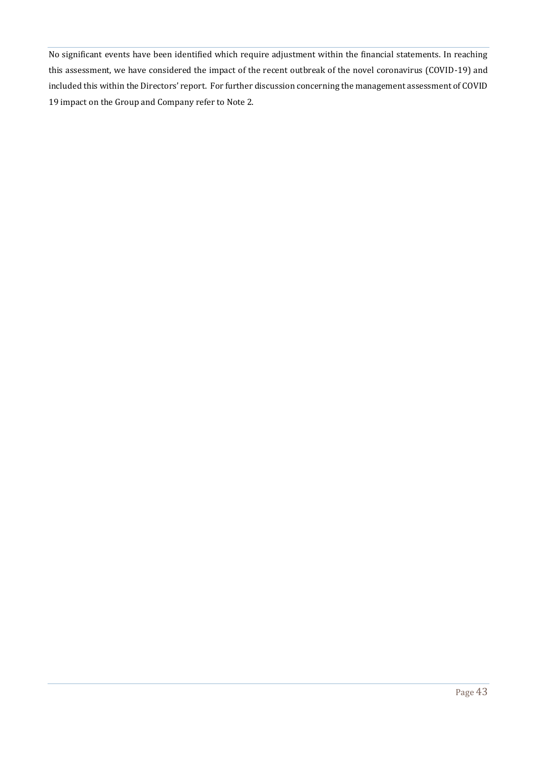No significant events have been identified which require adjustment within the financial statements. In reaching this assessment, we have considered the impact of the recent outbreak of the novel coronavirus (COVID-19) and included this within the Directors' report. For further discussion concerning the management assessment of COVID 19 impact on the Group and Company refer to Note 2.